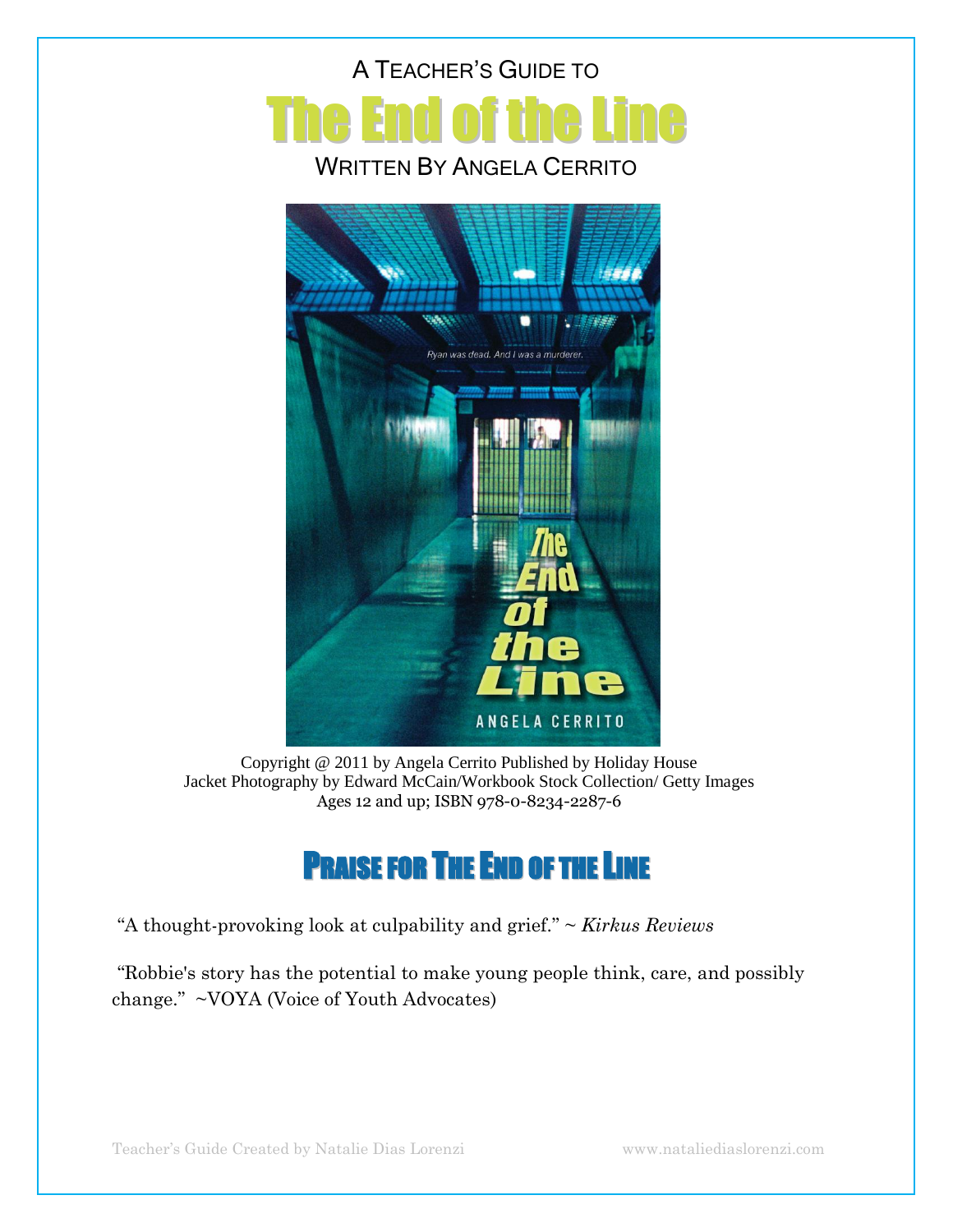A TEACHER'S GUIDE TO

# The End of the Line

WRITTEN BY ANGELA CERRITO

Copyright @ 2011 by Angela Cerrito Published by Holiday House
Jacket Photography by Edward McCain/Workbook Stock Collection/ Getty Images
Ages 12 and up; ISBN 978-0-8234-2287-6

## PRAISE FOR THE END OF THE LINE

"A thought-provoking look at culpability and grief." ~ *Kirkus Reviews*

"Robbie's story has the potential to make young people think, care, and possibly change." ~VOYA (Voice of Youth Advocates)

Teacher's Guide Created by Natalie Dias Lorenzi www.nataliediaslorenzi.com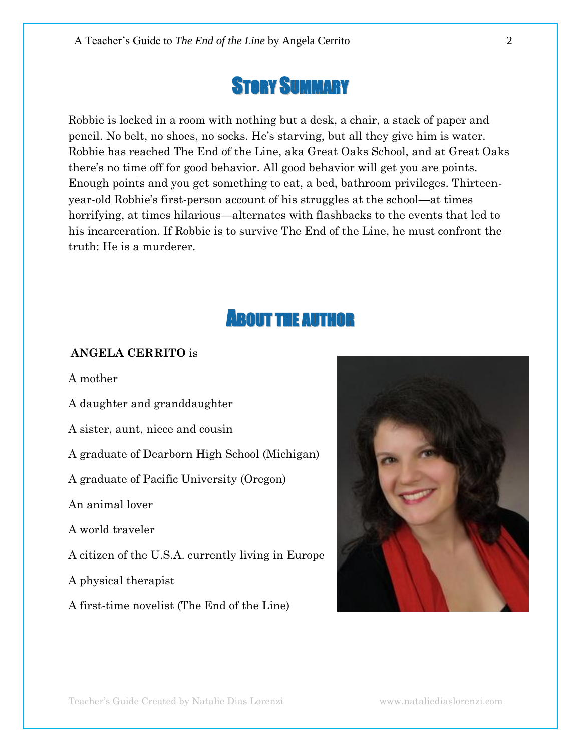# Story Summary

Robbie is locked in a room with nothing but a desk, a chair, a stack of paper and pencil. No belt, no shoes, no socks. He's starving, but all they give him is water. Robbie has reached The End of the Line, aka Great Oaks School, and at Great Oaks there's no time off for good behavior. All good behavior will get you are points. Enough points and you get something to eat, a bed, bathroom privileges. Thirteen-year-old Robbie's first-person account of his struggles at the school—at times horrifying, at times hilarious—alternates with flashbacks to the events that led to his incarceration. If Robbie is to survive The End of the Line, he must confront the truth: He is a murderer.

# About the Author

**ANGELA CERRITO** is

A mother

A daughter and granddaughter

A sister, aunt, niece and cousin

A graduate of Dearborn High School (Michigan)

A graduate of Pacific University (Oregon)

An animal lover

A world traveler

A citizen of the U.S.A. currently living in Europe

A physical therapist

A first-time novelist (The End of the Line)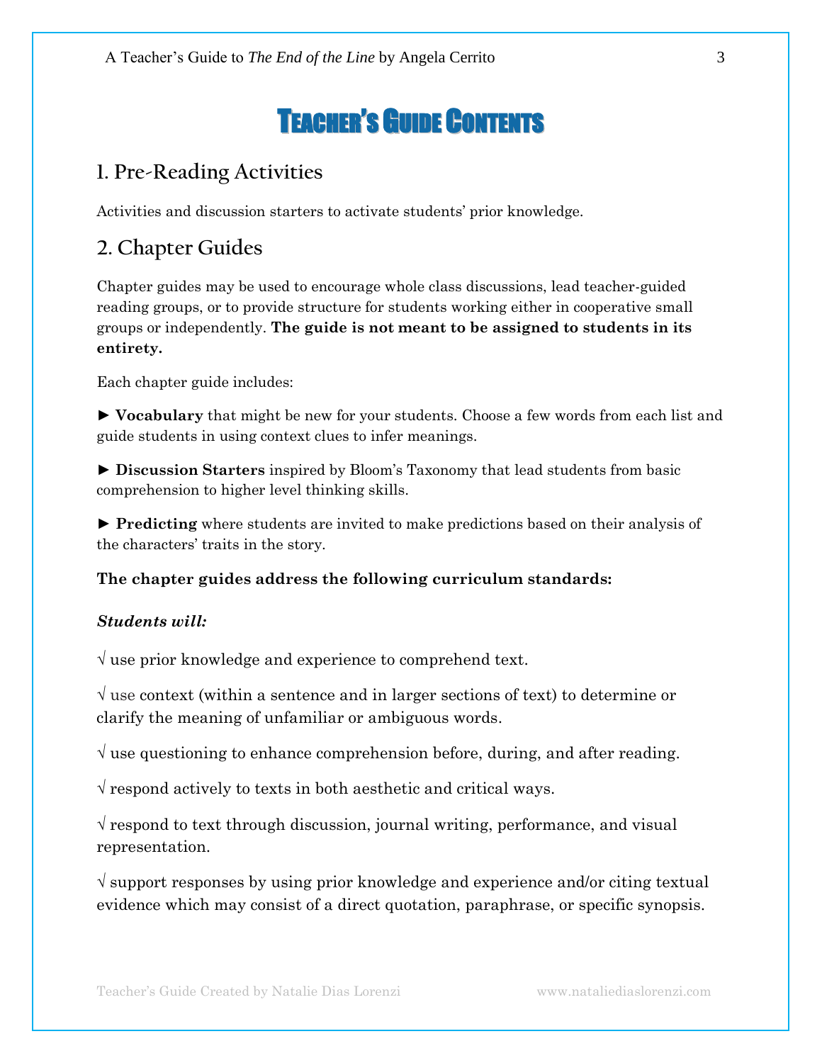# Teacher's Guide Contents

## 1. Pre-Reading Activities

Activities and discussion starters to activate students' prior knowledge.

## 2. Chapter Guides

Chapter guides may be used to encourage whole class discussions, lead teacher-guided reading groups, or to provide structure for students working either in cooperative small groups or independently. **The guide is not meant to be assigned to students in its entirety.**

Each chapter guide includes:

► **Vocabulary** that might be new for your students. Choose a few words from each list and guide students in using context clues to infer meanings.

► **Discussion Starters** inspired by Bloom's Taxonomy that lead students from basic comprehension to higher level thinking skills.

► **Predicting** where students are invited to make predictions based on their analysis of the characters' traits in the story.

**The chapter guides address the following curriculum standards:**

***Students will:***

√ use prior knowledge and experience to comprehend text.

√ use context (within a sentence and in larger sections of text) to determine or clarify the meaning of unfamiliar or ambiguous words.

√ use questioning to enhance comprehension before, during, and after reading.

√ respond actively to texts in both aesthetic and critical ways.

√ respond to text through discussion, journal writing, performance, and visual representation.

√ support responses by using prior knowledge and experience and/or citing textual evidence which may consist of a direct quotation, paraphrase, or specific synopsis.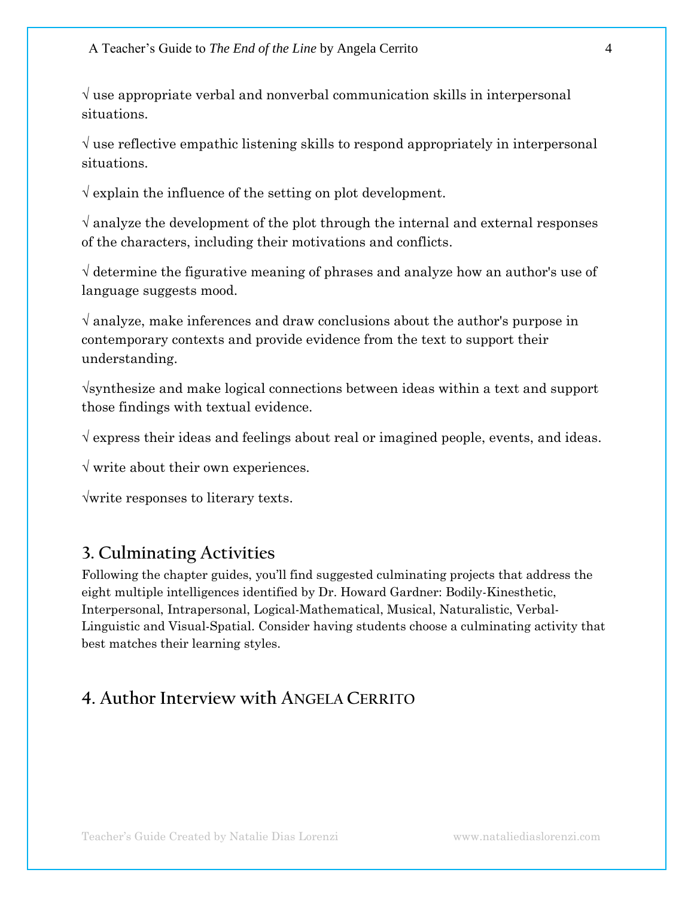√ use appropriate verbal and nonverbal communication skills in interpersonal situations.

√ use reflective empathic listening skills to respond appropriately in interpersonal situations.

√ explain the influence of the setting on plot development.

√ analyze the development of the plot through the internal and external responses of the characters, including their motivations and conflicts.

√ determine the figurative meaning of phrases and analyze how an author's use of language suggests mood.

√ analyze, make inferences and draw conclusions about the author's purpose in contemporary contexts and provide evidence from the text to support their understanding.

√synthesize and make logical connections between ideas within a text and support those findings with textual evidence.

√ express their ideas and feelings about real or imagined people, events, and ideas.

√ write about their own experiences.

√write responses to literary texts.

## 3. Culminating Activities

Following the chapter guides, you'll find suggested culminating projects that address the eight multiple intelligences identified by Dr. Howard Gardner: Bodily-Kinesthetic, Interpersonal, Intrapersonal, Logical-Mathematical, Musical, Naturalistic, Verbal-Linguistic and Visual-Spatial. Consider having students choose a culminating activity that best matches their learning styles.

## 4. Author Interview with Angela Cerrito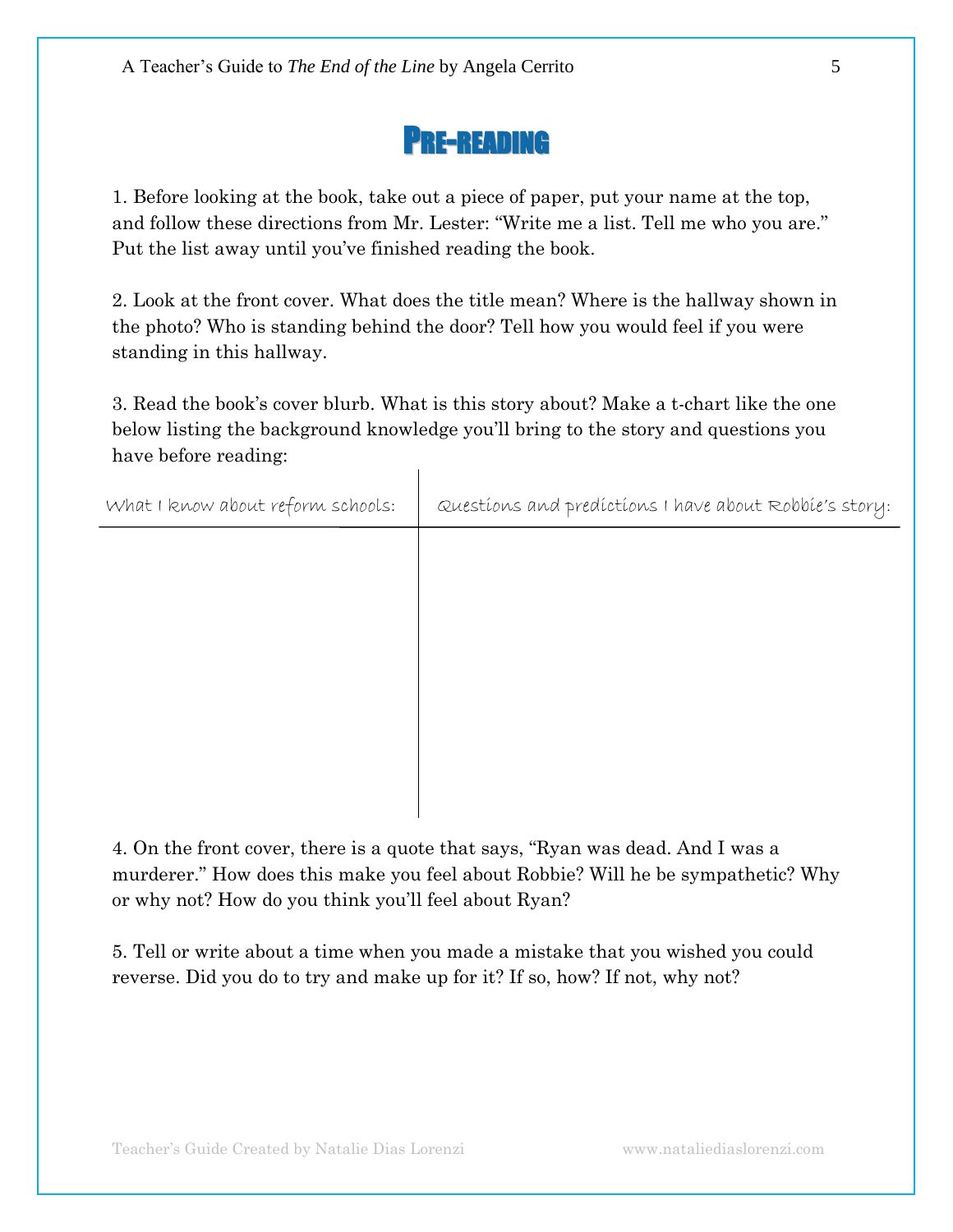# Pre-reading

1. Before looking at the book, take out a piece of paper, put your name at the top, and follow these directions from Mr. Lester: "Write me a list. Tell me who you are." Put the list away until you've finished reading the book.

2. Look at the front cover. What does the title mean? Where is the hallway shown in the photo? Who is standing behind the door? Tell how you would feel if you were standing in this hallway.

3. Read the book's cover blurb. What is this story about? Make a t-chart like the one below listing the background knowledge you'll bring to the story and questions you have before reading:

| What I know about reform schools: | Questions and predictions I have about Robbie's story: |
| --- | --- |
| | |

4. On the front cover, there is a quote that says, "Ryan was dead. And I was a murderer." How does this make you feel about Robbie? Will he be sympathetic? Why or why not? How do you think you'll feel about Ryan?

5. Tell or write about a time when you made a mistake that you wished you could reverse. Did you do to try and make up for it? If so, how? If not, why not?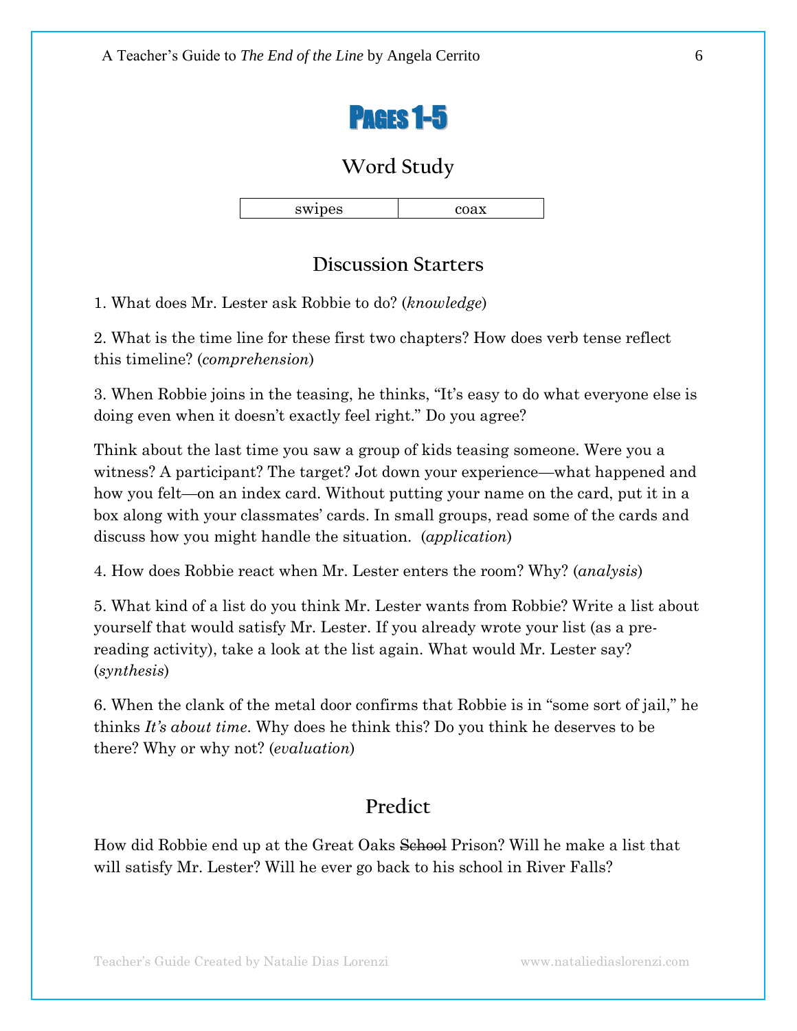# Pages 1-5

## Word Study

| swipes | coax |
|---|---|

## Discussion Starters

1. What does Mr. Lester ask Robbie to do? (*knowledge*)

2. What is the time line for these first two chapters? How does verb tense reflect this timeline? (*comprehension*)

3. When Robbie joins in the teasing, he thinks, "It's easy to do what everyone else is doing even when it doesn't exactly feel right." Do you agree?

Think about the last time you saw a group of kids teasing someone. Were you a witness? A participant? The target? Jot down your experience—what happened and how you felt—on an index card. Without putting your name on the card, put it in a box along with your classmates' cards. In small groups, read some of the cards and discuss how you might handle the situation. (*application*)

4. How does Robbie react when Mr. Lester enters the room? Why? (*analysis*)

5. What kind of a list do you think Mr. Lester wants from Robbie? Write a list about yourself that would satisfy Mr. Lester. If you already wrote your list (as a pre-reading activity), take a look at the list again. What would Mr. Lester say? (*synthesis*)

6. When the clank of the metal door confirms that Robbie is in "some sort of jail," he thinks *It's about time*. Why does he think this? Do you think he deserves to be there? Why or why not? (*evaluation*)

## Predict

How did Robbie end up at the Great Oaks ~~School~~ Prison? Will he make a list that will satisfy Mr. Lester? Will he ever go back to his school in River Falls?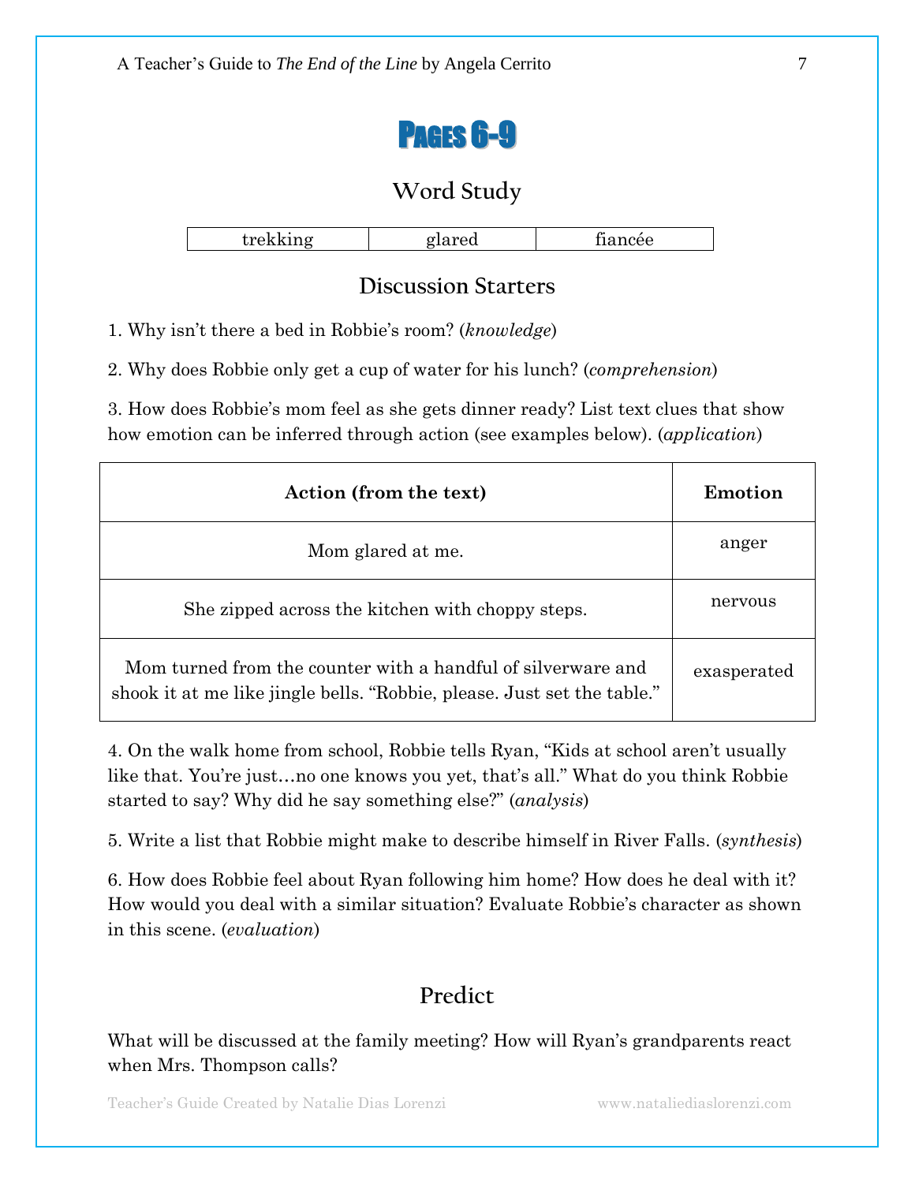# Pages 6-9

## Word Study

| trekking | glared | fiancée |
|---|---|---|

## Discussion Starters

1. Why isn't there a bed in Robbie's room? (*knowledge*)

2. Why does Robbie only get a cup of water for his lunch? (*comprehension*)

3. How does Robbie's mom feel as she gets dinner ready? List text clues that show how emotion can be inferred through action (see examples below). (*application*)

| Action (from the text) | Emotion |
|---|---|
| Mom glared at me. | anger |
| She zipped across the kitchen with choppy steps. | nervous |
| Mom turned from the counter with a handful of silverware and shook it at me like jingle bells. "Robbie, please. Just set the table." | exasperated |

4. On the walk home from school, Robbie tells Ryan, "Kids at school aren't usually like that. You're just…no one knows you yet, that's all." What do you think Robbie started to say? Why did he say something else?" (*analysis*)

5. Write a list that Robbie might make to describe himself in River Falls. (*synthesis*)

6. How does Robbie feel about Ryan following him home? How does he deal with it? How would you deal with a similar situation? Evaluate Robbie's character as shown in this scene. (*evaluation*)

## Predict

What will be discussed at the family meeting? How will Ryan's grandparents react when Mrs. Thompson calls?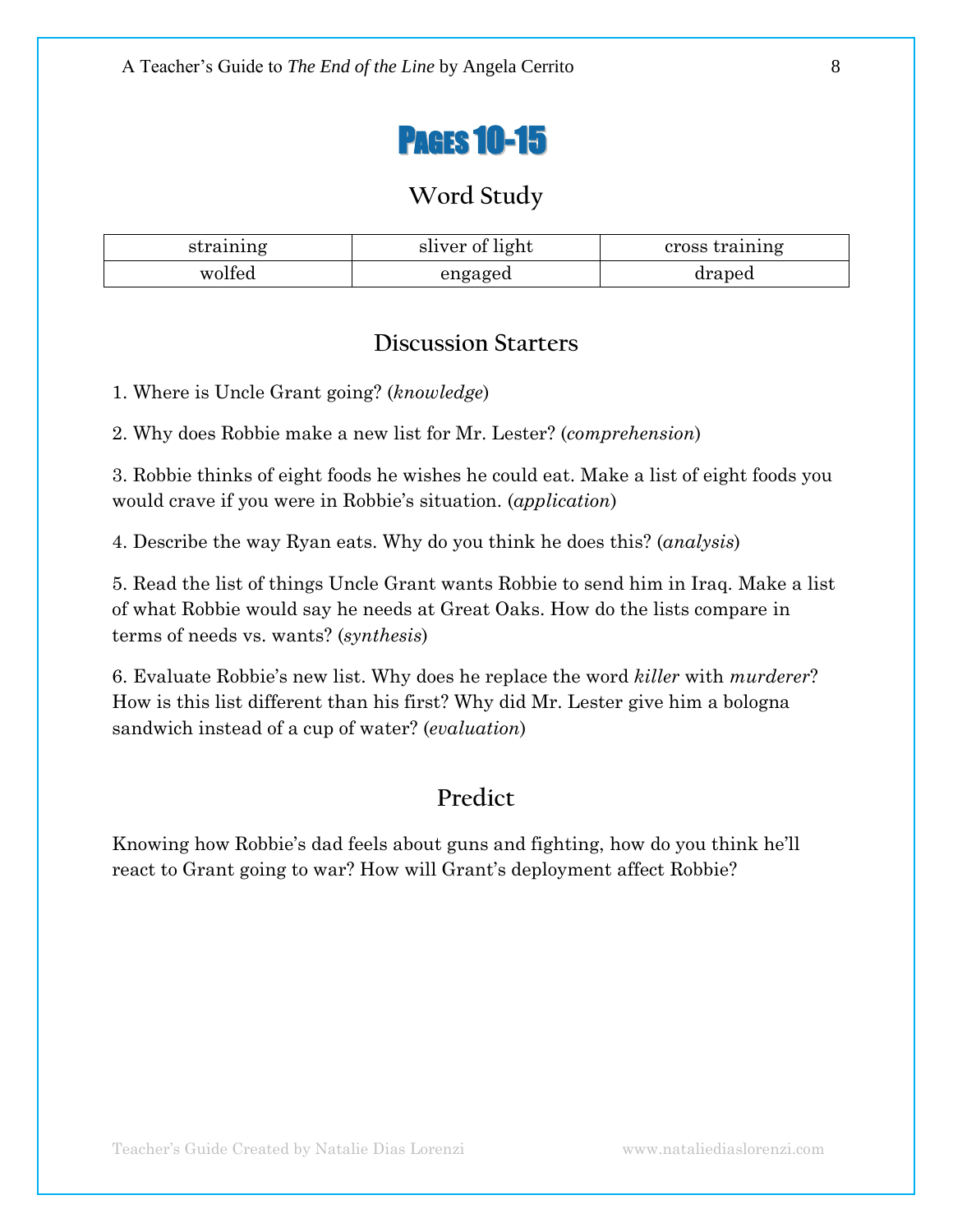# Pages 10-15

## Word Study

| straining | sliver of light | cross training |
|---|---|---|
| wolfed | engaged | draped |

## Discussion Starters

1. Where is Uncle Grant going? (*knowledge*)

2. Why does Robbie make a new list for Mr. Lester? (*comprehension*)

3. Robbie thinks of eight foods he wishes he could eat. Make a list of eight foods you would crave if you were in Robbie's situation. (*application*)

4. Describe the way Ryan eats. Why do you think he does this? (*analysis*)

5. Read the list of things Uncle Grant wants Robbie to send him in Iraq. Make a list of what Robbie would say he needs at Great Oaks. How do the lists compare in terms of needs vs. wants? (*synthesis*)

6. Evaluate Robbie's new list. Why does he replace the word *killer* with *murderer*? How is this list different than his first? Why did Mr. Lester give him a bologna sandwich instead of a cup of water? (*evaluation*)

## Predict

Knowing how Robbie's dad feels about guns and fighting, how do you think he'll react to Grant going to war? How will Grant's deployment affect Robbie?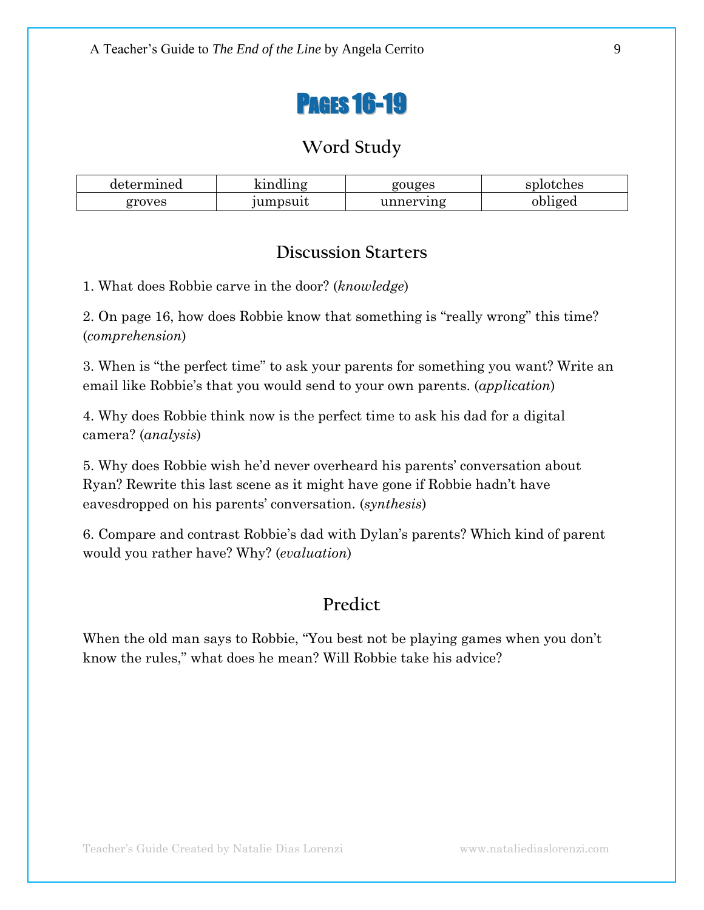# PAGES 16-19

## Word Study

| determined | kindling | gouges | splotches |
|---|---|---|---|
| groves | jumpsuit | unnerving | obliged |

## Discussion Starters

1. What does Robbie carve in the door? (*knowledge*)

2. On page 16, how does Robbie know that something is "really wrong" this time? (*comprehension*)

3. When is "the perfect time" to ask your parents for something you want? Write an email like Robbie's that you would send to your own parents. (*application*)

4. Why does Robbie think now is the perfect time to ask his dad for a digital camera? (*analysis*)

5. Why does Robbie wish he'd never overheard his parents' conversation about Ryan? Rewrite this last scene as it might have gone if Robbie hadn't have eavesdropped on his parents' conversation. (*synthesis*)

6. Compare and contrast Robbie's dad with Dylan's parents? Which kind of parent would you rather have? Why? (*evaluation*)

## Predict

When the old man says to Robbie, "You best not be playing games when you don't know the rules," what does he mean? Will Robbie take his advice?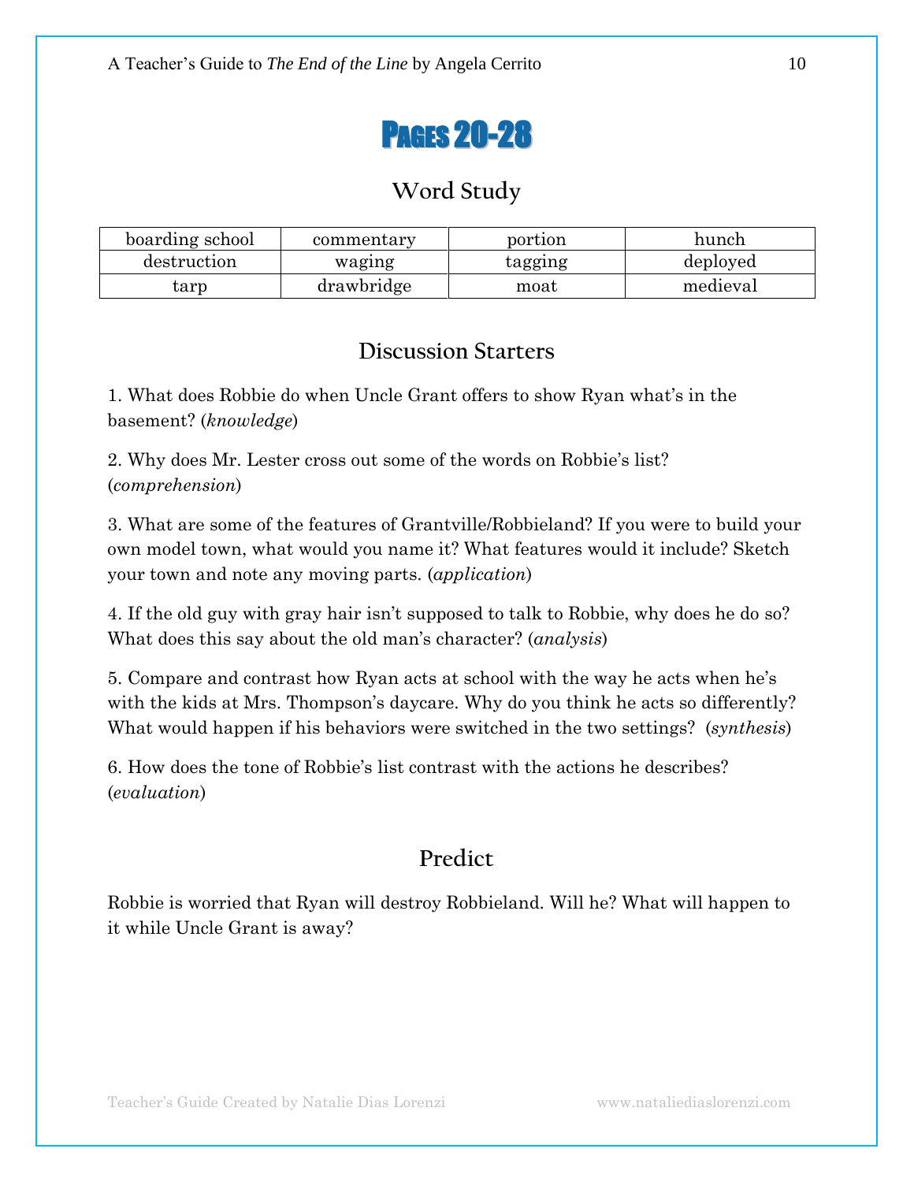# Pages 20-28

## Word Study

| boarding school | commentary | portion | hunch |
|---|---|---|---|
| destruction | waging | tagging | deployed |
| tarp | drawbridge | moat | medieval |

## Discussion Starters

1. What does Robbie do when Uncle Grant offers to show Ryan what's in the basement? (*knowledge*)

2. Why does Mr. Lester cross out some of the words on Robbie's list? (*comprehension*)

3. What are some of the features of Grantville/Robbieland? If you were to build your own model town, what would you name it? What features would it include? Sketch your town and note any moving parts. (*application*)

4. If the old guy with gray hair isn't supposed to talk to Robbie, why does he do so? What does this say about the old man's character? (*analysis*)

5. Compare and contrast how Ryan acts at school with the way he acts when he's with the kids at Mrs. Thompson's daycare. Why do you think he acts so differently? What would happen if his behaviors were switched in the two settings? (*synthesis*)

6. How does the tone of Robbie's list contrast with the actions he describes? (*evaluation*)

## Predict

Robbie is worried that Ryan will destroy Robbieland. Will he? What will happen to it while Uncle Grant is away?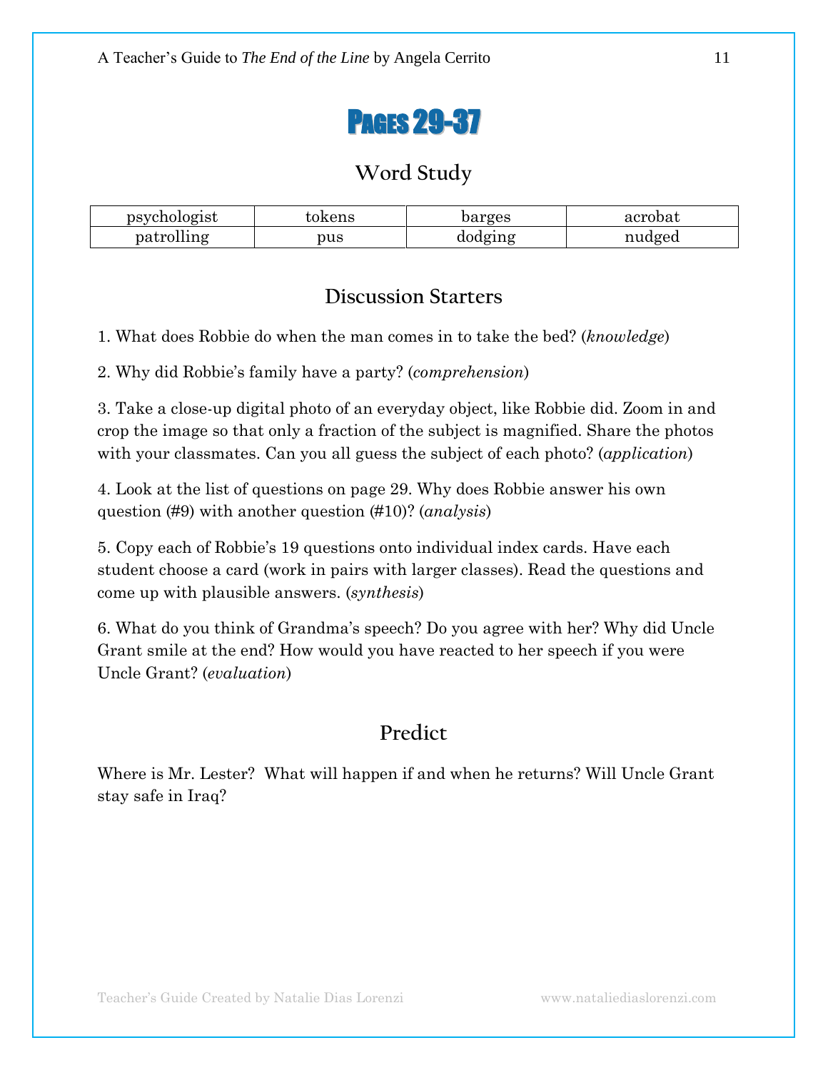# Pages 29-37

## Word Study

| psychologist | tokens | barges | acrobat |
|---|---|---|---|
| patrolling | pus | dodging | nudged |

## Discussion Starters

1. What does Robbie do when the man comes in to take the bed? (*knowledge*)

2. Why did Robbie's family have a party? (*comprehension*)

3. Take a close-up digital photo of an everyday object, like Robbie did. Zoom in and crop the image so that only a fraction of the subject is magnified. Share the photos with your classmates. Can you all guess the subject of each photo? (*application*)

4. Look at the list of questions on page 29. Why does Robbie answer his own question (#9) with another question (#10)? (*analysis*)

5. Copy each of Robbie's 19 questions onto individual index cards. Have each student choose a card (work in pairs with larger classes). Read the questions and come up with plausible answers. (*synthesis*)

6. What do you think of Grandma's speech? Do you agree with her? Why did Uncle Grant smile at the end? How would you have reacted to her speech if you were Uncle Grant? (*evaluation*)

## Predict

Where is Mr. Lester? What will happen if and when he returns? Will Uncle Grant stay safe in Iraq?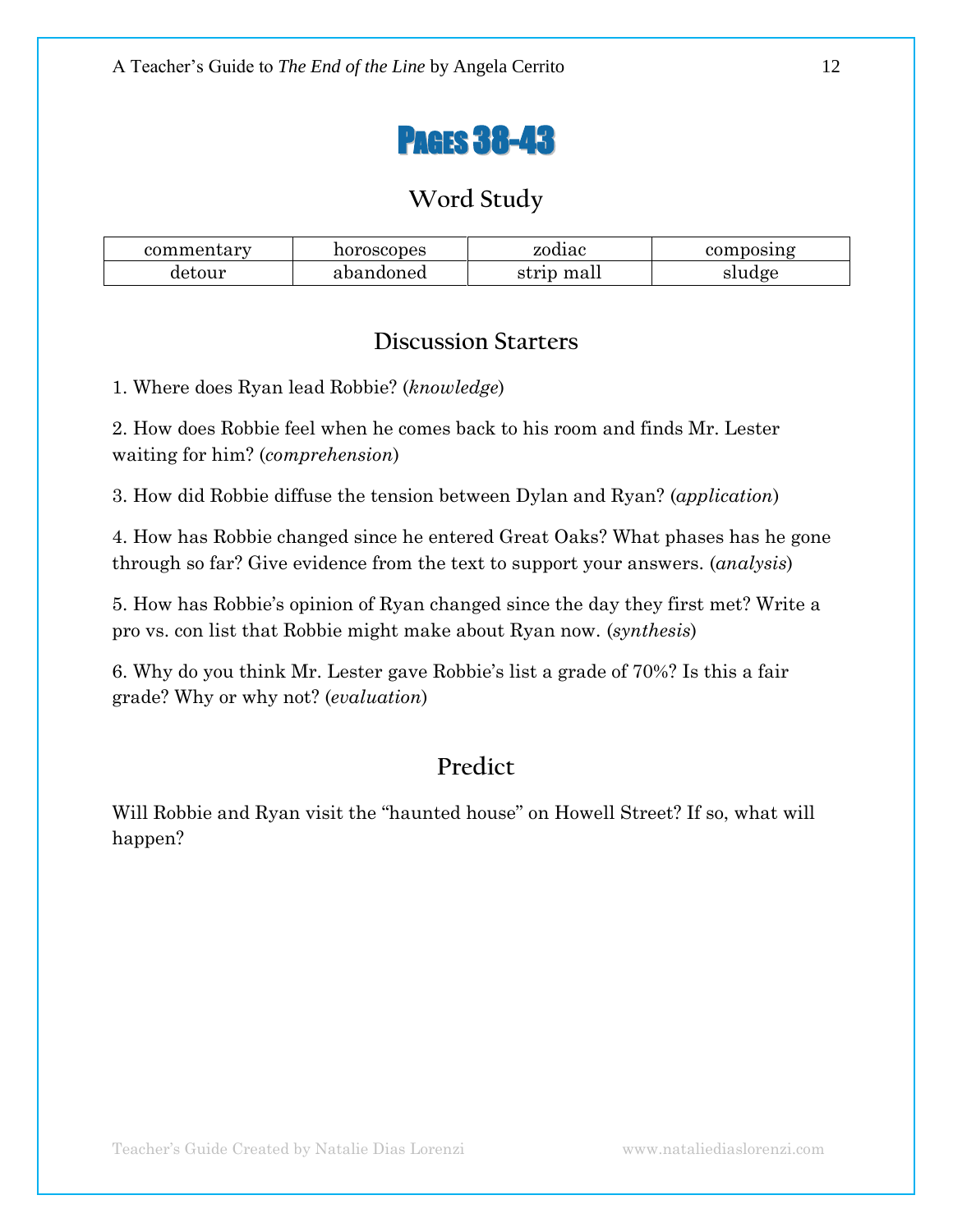# Pages 38-43

## Word Study

| commentary | horoscopes | zodiac | composing |
|---|---|---|---|
| detour | abandoned | strip mall | sludge |

## Discussion Starters

1. Where does Ryan lead Robbie? (*knowledge*)

2. How does Robbie feel when he comes back to his room and finds Mr. Lester waiting for him? (*comprehension*)

3. How did Robbie diffuse the tension between Dylan and Ryan? (*application*)

4. How has Robbie changed since he entered Great Oaks? What phases has he gone through so far? Give evidence from the text to support your answers. (*analysis*)

5. How has Robbie's opinion of Ryan changed since the day they first met? Write a pro vs. con list that Robbie might make about Ryan now. (*synthesis*)

6. Why do you think Mr. Lester gave Robbie's list a grade of 70%? Is this a fair grade? Why or why not? (*evaluation*)

## Predict

Will Robbie and Ryan visit the "haunted house" on Howell Street? If so, what will happen?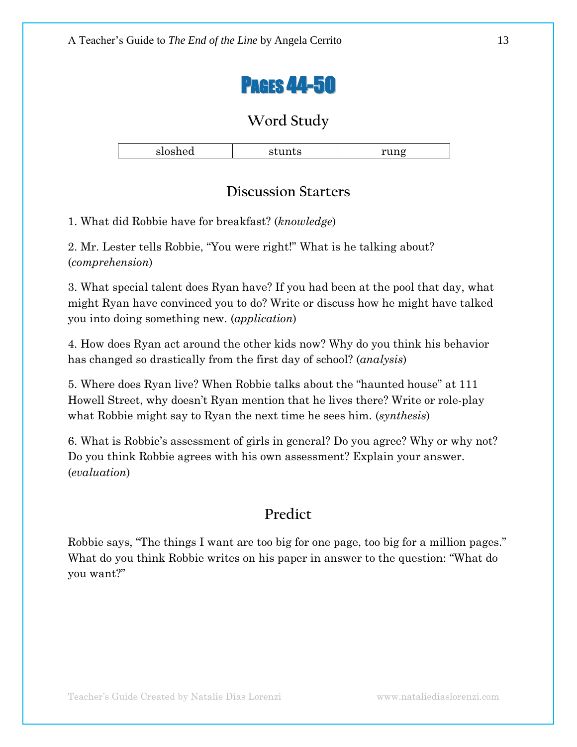# Pages 44-50

## Word Study

| sloshed | stunts | rung |
|---|---|---|

## Discussion Starters

1. What did Robbie have for breakfast? (*knowledge*)

2. Mr. Lester tells Robbie, "You were right!" What is he talking about? (*comprehension*)

3. What special talent does Ryan have? If you had been at the pool that day, what might Ryan have convinced you to do? Write or discuss how he might have talked you into doing something new. (*application*)

4. How does Ryan act around the other kids now? Why do you think his behavior has changed so drastically from the first day of school? (*analysis*)

5. Where does Ryan live? When Robbie talks about the "haunted house" at 111 Howell Street, why doesn't Ryan mention that he lives there? Write or role-play what Robbie might say to Ryan the next time he sees him. (*synthesis*)

6. What is Robbie's assessment of girls in general? Do you agree? Why or why not? Do you think Robbie agrees with his own assessment? Explain your answer. (*evaluation*)

## Predict

Robbie says, "The things I want are too big for one page, too big for a million pages." What do you think Robbie writes on his paper in answer to the question: "What do you want?"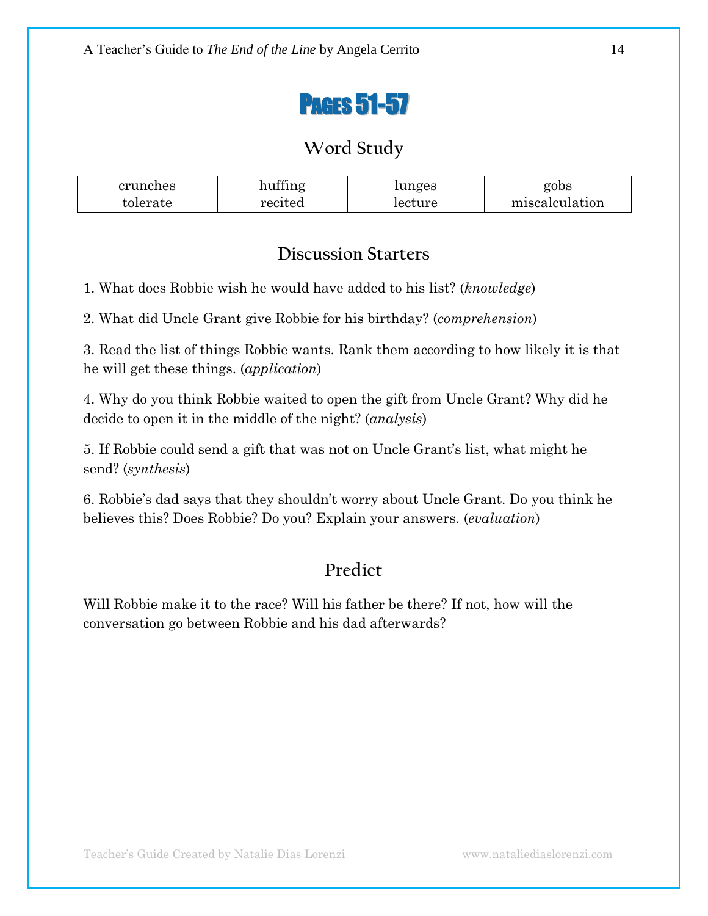# Pages 51-57

## Word Study

| crunches | huffing | lunges | gobs |
|---|---|---|---|
| tolerate | recited | lecture | miscalculation |

## Discussion Starters

1. What does Robbie wish he would have added to his list? (*knowledge*)

2. What did Uncle Grant give Robbie for his birthday? (*comprehension*)

3. Read the list of things Robbie wants. Rank them according to how likely it is that he will get these things. (*application*)

4. Why do you think Robbie waited to open the gift from Uncle Grant? Why did he decide to open it in the middle of the night? (*analysis*)

5. If Robbie could send a gift that was not on Uncle Grant's list, what might he send? (*synthesis*)

6. Robbie's dad says that they shouldn't worry about Uncle Grant. Do you think he believes this? Does Robbie? Do you? Explain your answers. (*evaluation*)

## Predict

Will Robbie make it to the race? Will his father be there? If not, how will the conversation go between Robbie and his dad afterwards?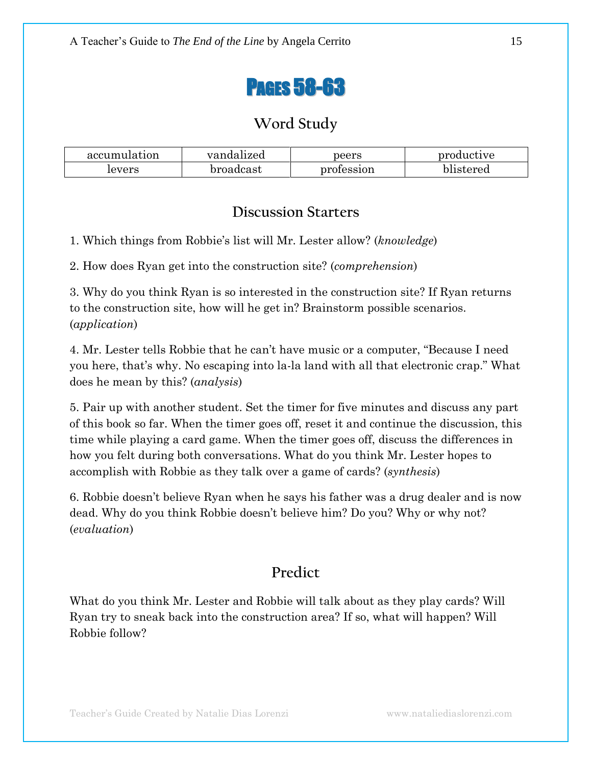# Pages 58-63

## Word Study

| accumulation | vandalized | peers | productive |
|---|---|---|---|
| levers | broadcast | profession | blistered |

## Discussion Starters

1. Which things from Robbie's list will Mr. Lester allow? (*knowledge*)

2. How does Ryan get into the construction site? (*comprehension*)

3. Why do you think Ryan is so interested in the construction site? If Ryan returns to the construction site, how will he get in? Brainstorm possible scenarios. (*application*)

4. Mr. Lester tells Robbie that he can't have music or a computer, "Because I need you here, that's why. No escaping into la-la land with all that electronic crap." What does he mean by this? (*analysis*)

5. Pair up with another student. Set the timer for five minutes and discuss any part of this book so far. When the timer goes off, reset it and continue the discussion, this time while playing a card game. When the timer goes off, discuss the differences in how you felt during both conversations. What do you think Mr. Lester hopes to accomplish with Robbie as they talk over a game of cards? (*synthesis*)

6. Robbie doesn't believe Ryan when he says his father was a drug dealer and is now dead. Why do you think Robbie doesn't believe him? Do you? Why or why not? (*evaluation*)

## Predict

What do you think Mr. Lester and Robbie will talk about as they play cards? Will Ryan try to sneak back into the construction area? If so, what will happen? Will Robbie follow?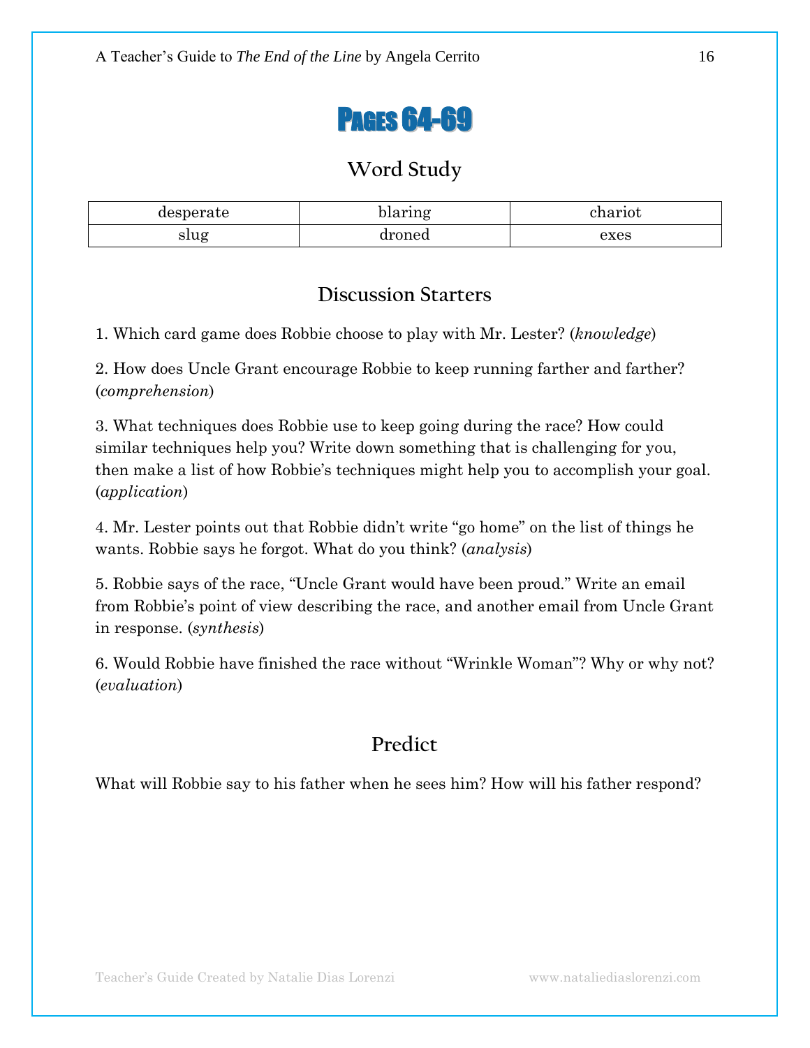# Pages 64-69

## Word Study

| desperate | blaring | chariot |
|---|---|---|
| slug | droned | exes |

## Discussion Starters

1. Which card game does Robbie choose to play with Mr. Lester? (*knowledge*)

2. How does Uncle Grant encourage Robbie to keep running farther and farther? (*comprehension*)

3. What techniques does Robbie use to keep going during the race? How could similar techniques help you? Write down something that is challenging for you, then make a list of how Robbie's techniques might help you to accomplish your goal. (*application*)

4. Mr. Lester points out that Robbie didn't write "go home" on the list of things he wants. Robbie says he forgot. What do you think? (*analysis*)

5. Robbie says of the race, "Uncle Grant would have been proud." Write an email from Robbie's point of view describing the race, and another email from Uncle Grant in response. (*synthesis*)

6. Would Robbie have finished the race without "Wrinkle Woman"? Why or why not? (*evaluation*)

## Predict

What will Robbie say to his father when he sees him? How will his father respond?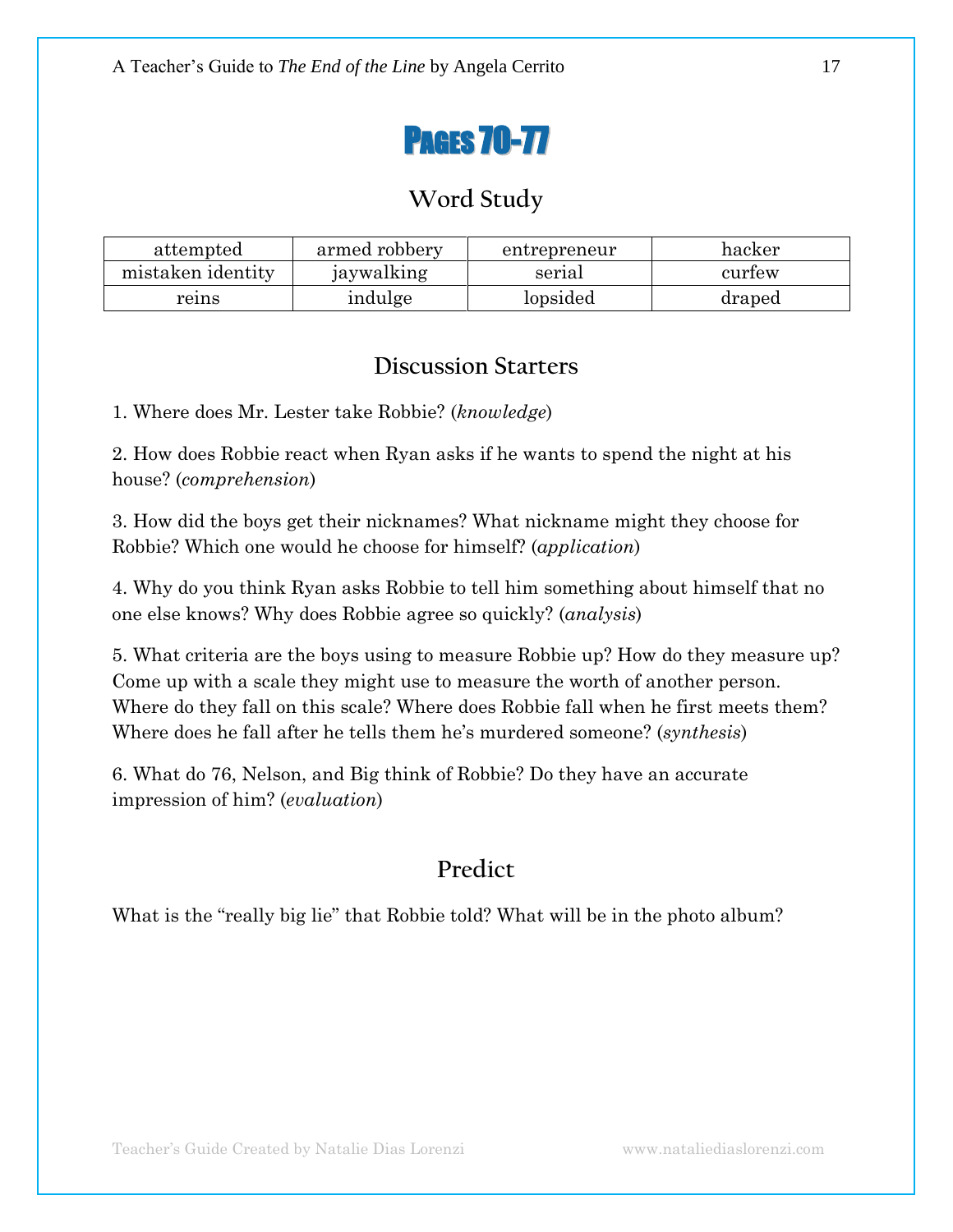# Pages 70-77

## Word Study

| attempted | armed robbery | entrepreneur | hacker |
|---|---|---|---|
| mistaken identity | jaywalking | serial | curfew |
| reins | indulge | lopsided | draped |

## Discussion Starters

1. Where does Mr. Lester take Robbie? (*knowledge*)

2. How does Robbie react when Ryan asks if he wants to spend the night at his house? (*comprehension*)

3. How did the boys get their nicknames? What nickname might they choose for Robbie? Which one would he choose for himself? (*application*)

4. Why do you think Ryan asks Robbie to tell him something about himself that no one else knows? Why does Robbie agree so quickly? (*analysis*)

5. What criteria are the boys using to measure Robbie up? How do they measure up? Come up with a scale they might use to measure the worth of another person. Where do they fall on this scale? Where does Robbie fall when he first meets them? Where does he fall after he tells them he's murdered someone? (*synthesis*)

6. What do 76, Nelson, and Big think of Robbie? Do they have an accurate impression of him? (*evaluation*)

## Predict

What is the "really big lie" that Robbie told? What will be in the photo album?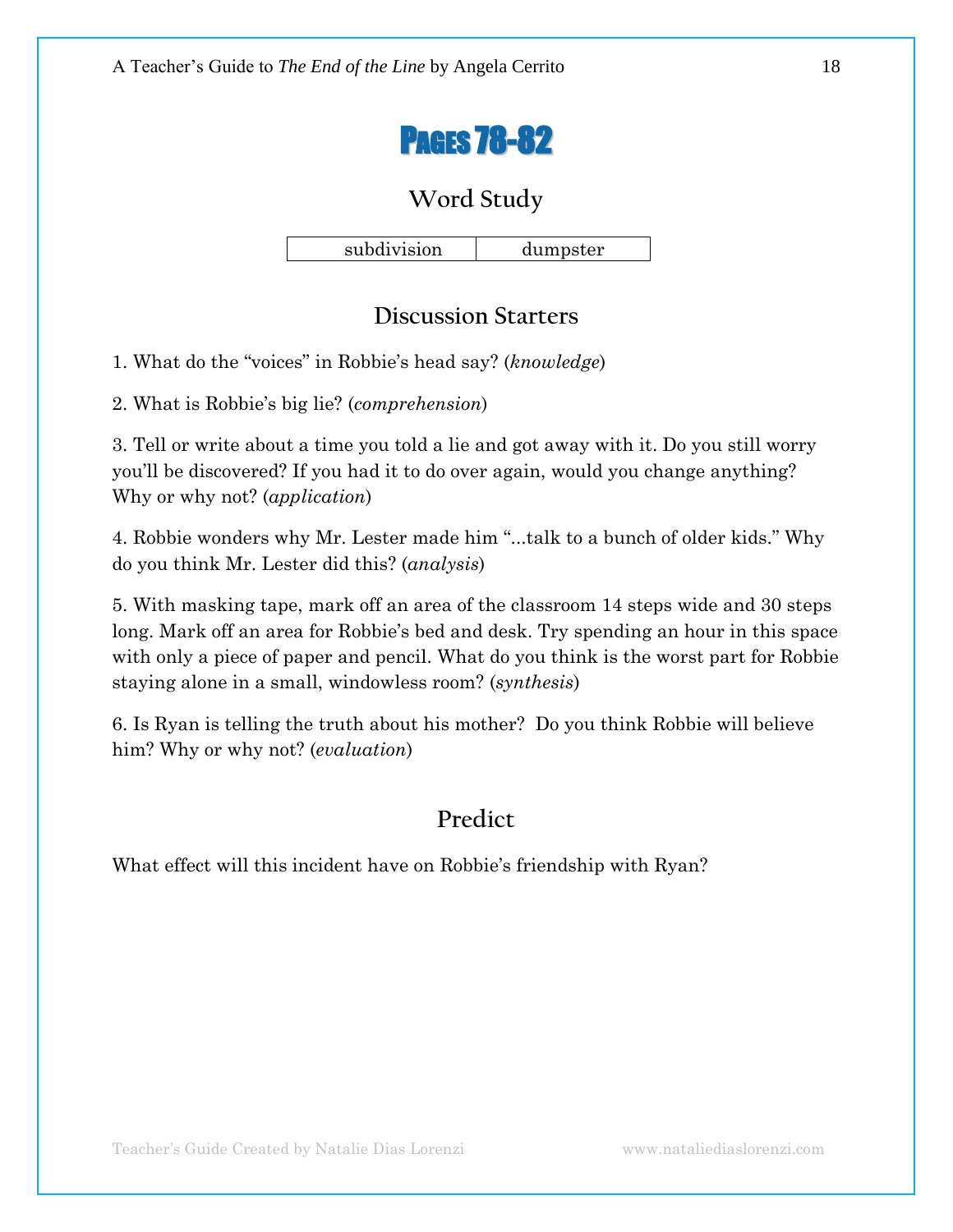# Pages 78-82

## Word Study

| subdivision | dumpster |
|---|---|

## Discussion Starters

1. What do the "voices" in Robbie's head say? (*knowledge*)

2. What is Robbie's big lie? (*comprehension*)

3. Tell or write about a time you told a lie and got away with it. Do you still worry you'll be discovered? If you had it to do over again, would you change anything? Why or why not? (*application*)

4. Robbie wonders why Mr. Lester made him "...talk to a bunch of older kids." Why do you think Mr. Lester did this? (*analysis*)

5. With masking tape, mark off an area of the classroom 14 steps wide and 30 steps long. Mark off an area for Robbie's bed and desk. Try spending an hour in this space with only a piece of paper and pencil. What do you think is the worst part for Robbie staying alone in a small, windowless room? (*synthesis*)

6. Is Ryan is telling the truth about his mother? Do you think Robbie will believe him? Why or why not? (*evaluation*)

## Predict

What effect will this incident have on Robbie's friendship with Ryan?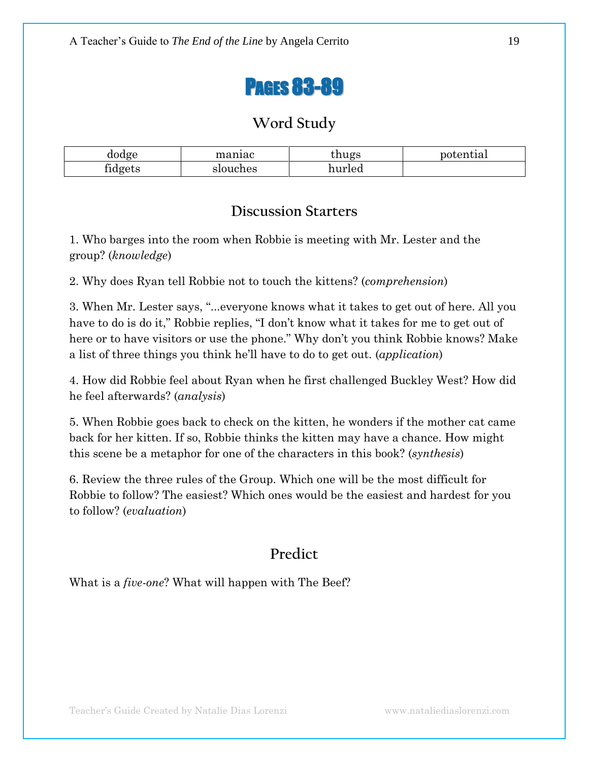# Pages 83-89

## Word Study

| dodge | maniac | thugs | potential |
|---|---|---|---|
| fidgets | slouches | hurled | |

## Discussion Starters

1. Who barges into the room when Robbie is meeting with Mr. Lester and the group? (*knowledge*)

2. Why does Ryan tell Robbie not to touch the kittens? (*comprehension*)

3. When Mr. Lester says, "...everyone knows what it takes to get out of here. All you have to do is do it," Robbie replies, "I don't know what it takes for me to get out of here or to have visitors or use the phone." Why don't you think Robbie knows? Make a list of three things you think he'll have to do to get out. (*application*)

4. How did Robbie feel about Ryan when he first challenged Buckley West? How did he feel afterwards? (*analysis*)

5. When Robbie goes back to check on the kitten, he wonders if the mother cat came back for her kitten. If so, Robbie thinks the kitten may have a chance. How might this scene be a metaphor for one of the characters in this book? (*synthesis*)

6. Review the three rules of the Group. Which one will be the most difficult for Robbie to follow? The easiest? Which ones would be the easiest and hardest for you to follow? (*evaluation*)

## Predict

What is a *five-one*? What will happen with The Beef?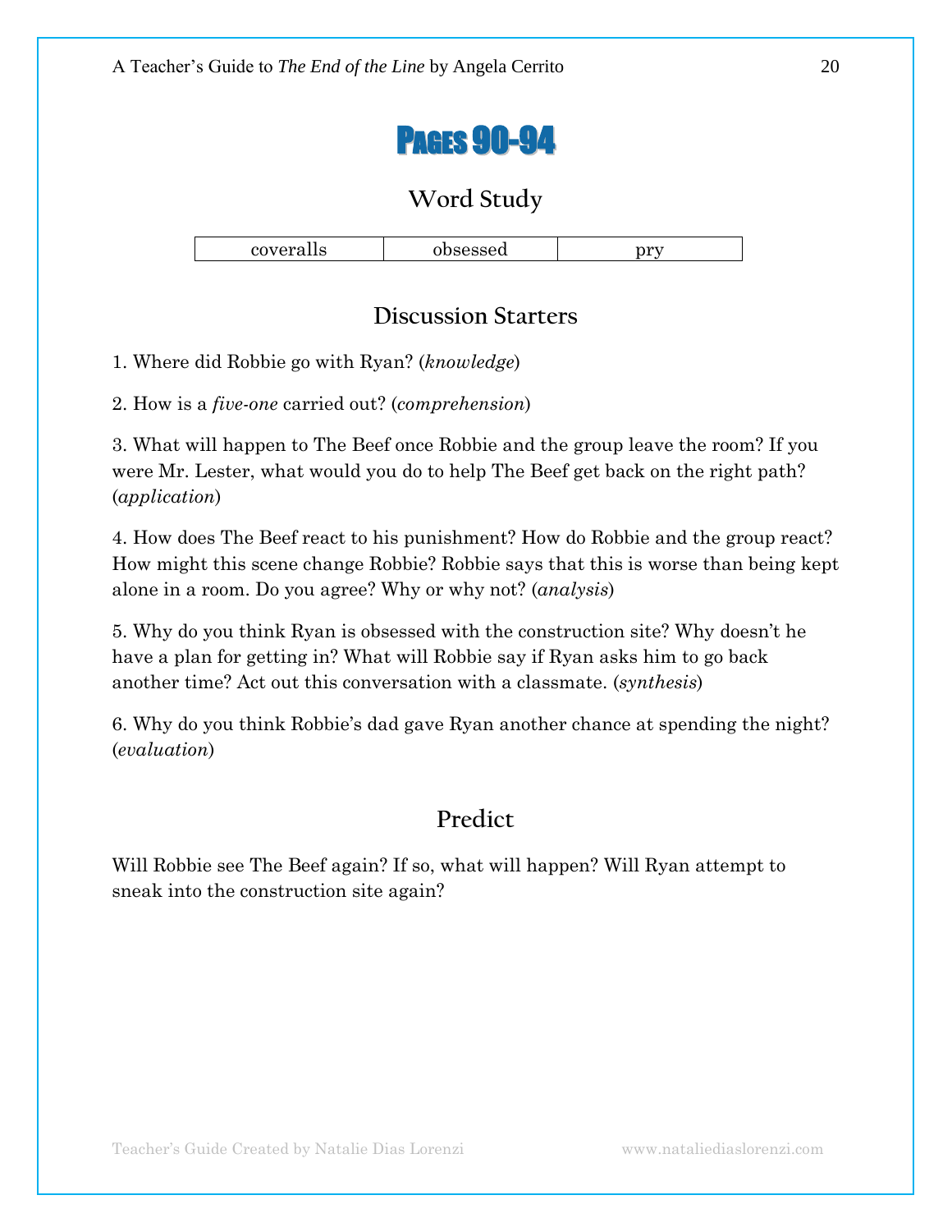# Pages 90-94

## Word Study

| coveralls | obsessed | pry |
|---|---|---|

## Discussion Starters

1. Where did Robbie go with Ryan? (*knowledge*)

2. How is a *five-one* carried out? (*comprehension*)

3. What will happen to The Beef once Robbie and the group leave the room? If you were Mr. Lester, what would you do to help The Beef get back on the right path? (*application*)

4. How does The Beef react to his punishment? How do Robbie and the group react? How might this scene change Robbie? Robbie says that this is worse than being kept alone in a room. Do you agree? Why or why not? (*analysis*)

5. Why do you think Ryan is obsessed with the construction site? Why doesn't he have a plan for getting in? What will Robbie say if Ryan asks him to go back another time? Act out this conversation with a classmate. (*synthesis*)

6. Why do you think Robbie's dad gave Ryan another chance at spending the night? (*evaluation*)

## Predict

Will Robbie see The Beef again? If so, what will happen? Will Ryan attempt to sneak into the construction site again?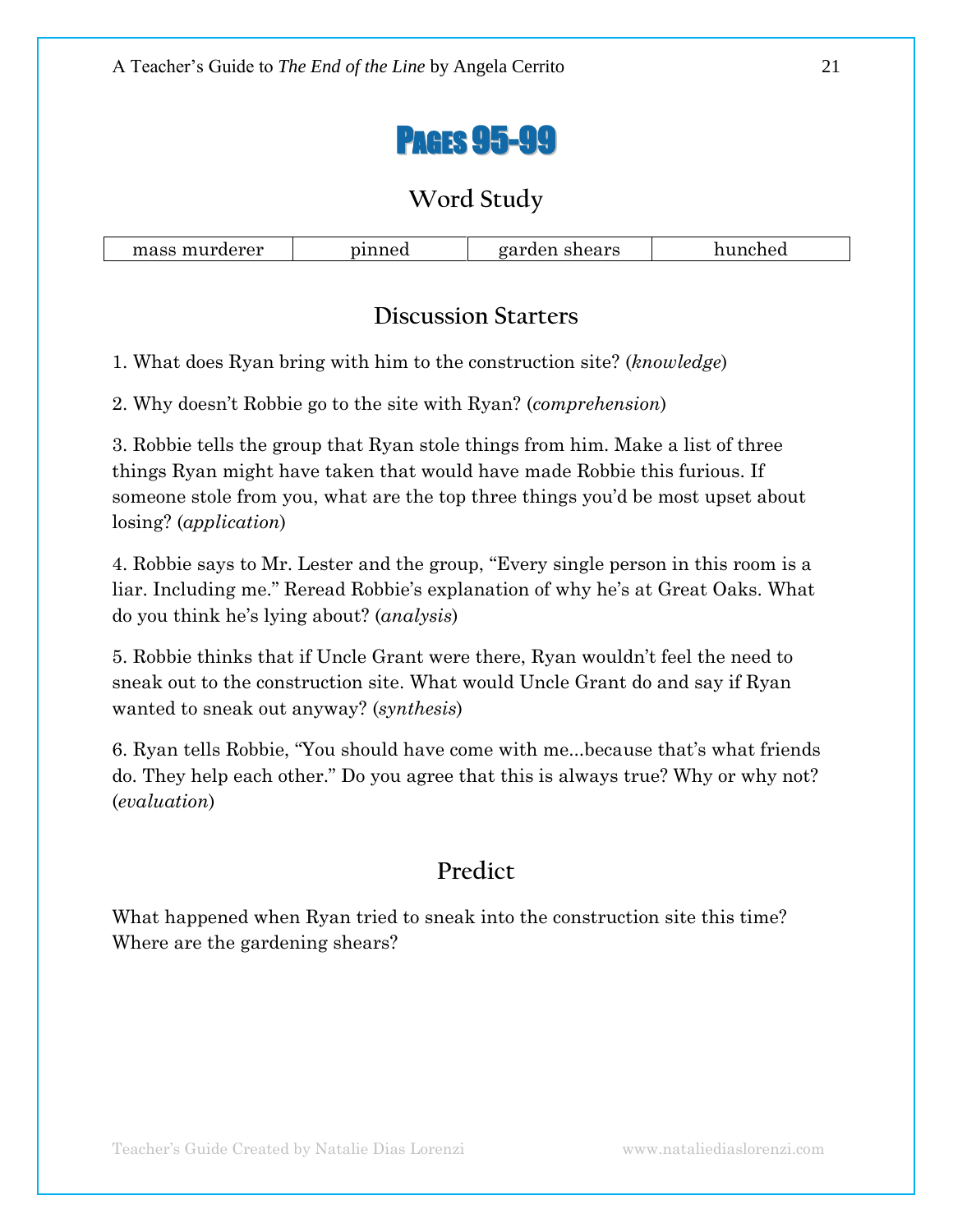# Pages 95-99

## Word Study

| mass murderer | pinned | garden shears | hunched |
|---|---|---|---|

## Discussion Starters

1. What does Ryan bring with him to the construction site? (*knowledge*)

2. Why doesn't Robbie go to the site with Ryan? (*comprehension*)

3. Robbie tells the group that Ryan stole things from him. Make a list of three things Ryan might have taken that would have made Robbie this furious. If someone stole from you, what are the top three things you'd be most upset about losing? (*application*)

4. Robbie says to Mr. Lester and the group, "Every single person in this room is a liar. Including me." Reread Robbie's explanation of why he's at Great Oaks. What do you think he's lying about? (*analysis*)

5. Robbie thinks that if Uncle Grant were there, Ryan wouldn't feel the need to sneak out to the construction site. What would Uncle Grant do and say if Ryan wanted to sneak out anyway? (*synthesis*)

6. Ryan tells Robbie, "You should have come with me...because that's what friends do. They help each other." Do you agree that this is always true? Why or why not? (*evaluation*)

## Predict

What happened when Ryan tried to sneak into the construction site this time? Where are the gardening shears?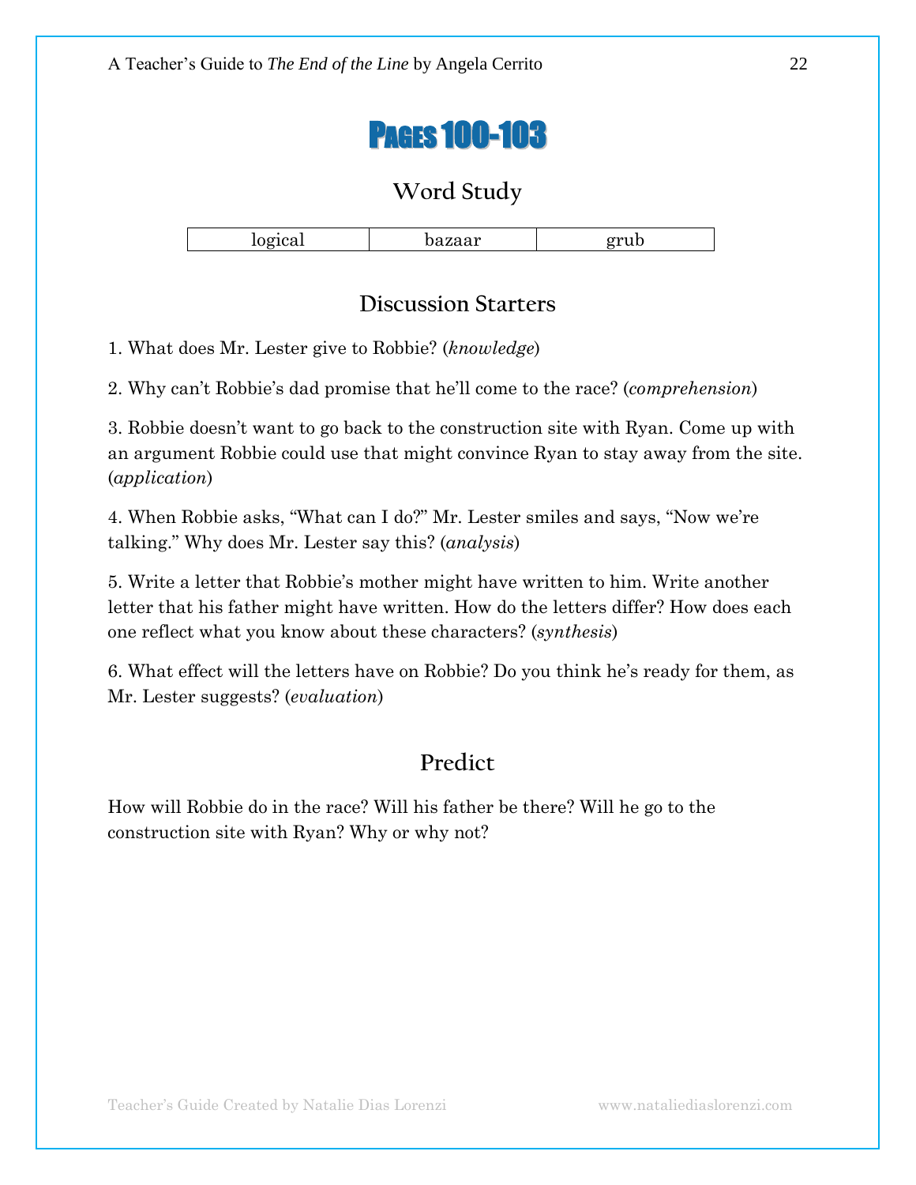# Pages 100-103

## Word Study

| logical | bazaar | grub |
|---|---|---|

## Discussion Starters

1. What does Mr. Lester give to Robbie? (*knowledge*)

2. Why can't Robbie's dad promise that he'll come to the race? (*comprehension*)

3. Robbie doesn't want to go back to the construction site with Ryan. Come up with an argument Robbie could use that might convince Ryan to stay away from the site. (*application*)

4. When Robbie asks, "What can I do?" Mr. Lester smiles and says, "Now we're talking." Why does Mr. Lester say this? (*analysis*)

5. Write a letter that Robbie's mother might have written to him. Write another letter that his father might have written. How do the letters differ? How does each one reflect what you know about these characters? (*synthesis*)

6. What effect will the letters have on Robbie? Do you think he's ready for them, as Mr. Lester suggests? (*evaluation*)

## Predict

How will Robbie do in the race? Will his father be there? Will he go to the construction site with Ryan? Why or why not?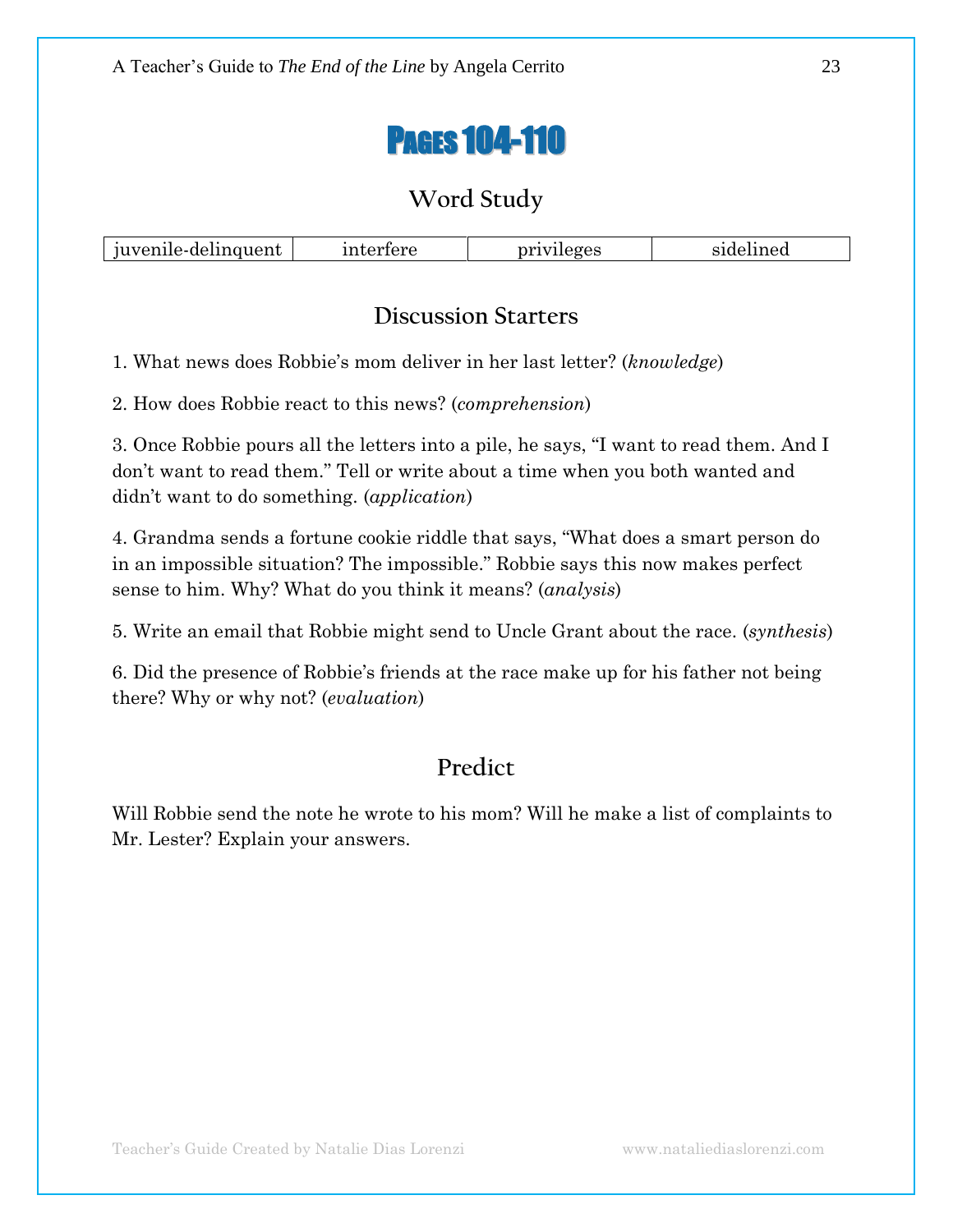# Pages 104-110

## Word Study

| juvenile-delinquent | interfere | privileges | sidelined |
|---|---|---|---|

## Discussion Starters

1. What news does Robbie's mom deliver in her last letter? (*knowledge*)

2. How does Robbie react to this news? (*comprehension*)

3. Once Robbie pours all the letters into a pile, he says, "I want to read them. And I don't want to read them." Tell or write about a time when you both wanted and didn't want to do something. (*application*)

4. Grandma sends a fortune cookie riddle that says, "What does a smart person do in an impossible situation? The impossible." Robbie says this now makes perfect sense to him. Why? What do you think it means? (*analysis*)

5. Write an email that Robbie might send to Uncle Grant about the race. (*synthesis*)

6. Did the presence of Robbie's friends at the race make up for his father not being there? Why or why not? (*evaluation*)

## Predict

Will Robbie send the note he wrote to his mom? Will he make a list of complaints to Mr. Lester? Explain your answers.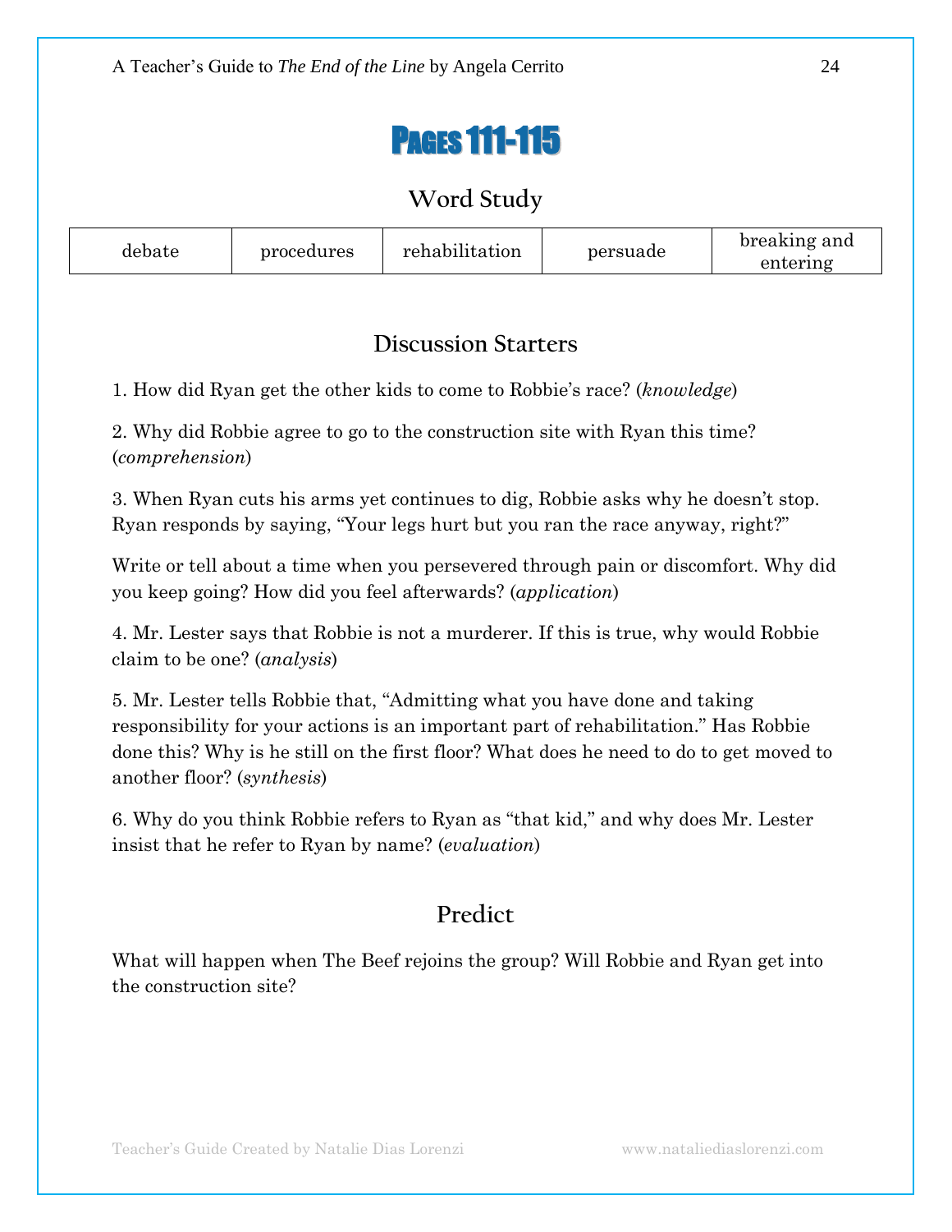# Pages 111-115

## Word Study

| debate | procedures | rehabilitation | persuade | breaking and entering |
|---|---|---|---|---|

## Discussion Starters

1. How did Ryan get the other kids to come to Robbie's race? (*knowledge*)

2. Why did Robbie agree to go to the construction site with Ryan this time? (*comprehension*)

3. When Ryan cuts his arms yet continues to dig, Robbie asks why he doesn't stop. Ryan responds by saying, "Your legs hurt but you ran the race anyway, right?"

Write or tell about a time when you persevered through pain or discomfort. Why did you keep going? How did you feel afterwards? (*application*)

4. Mr. Lester says that Robbie is not a murderer. If this is true, why would Robbie claim to be one? (*analysis*)

5. Mr. Lester tells Robbie that, "Admitting what you have done and taking responsibility for your actions is an important part of rehabilitation." Has Robbie done this? Why is he still on the first floor? What does he need to do to get moved to another floor? (*synthesis*)

6. Why do you think Robbie refers to Ryan as "that kid," and why does Mr. Lester insist that he refer to Ryan by name? (*evaluation*)

## Predict

What will happen when The Beef rejoins the group? Will Robbie and Ryan get into the construction site?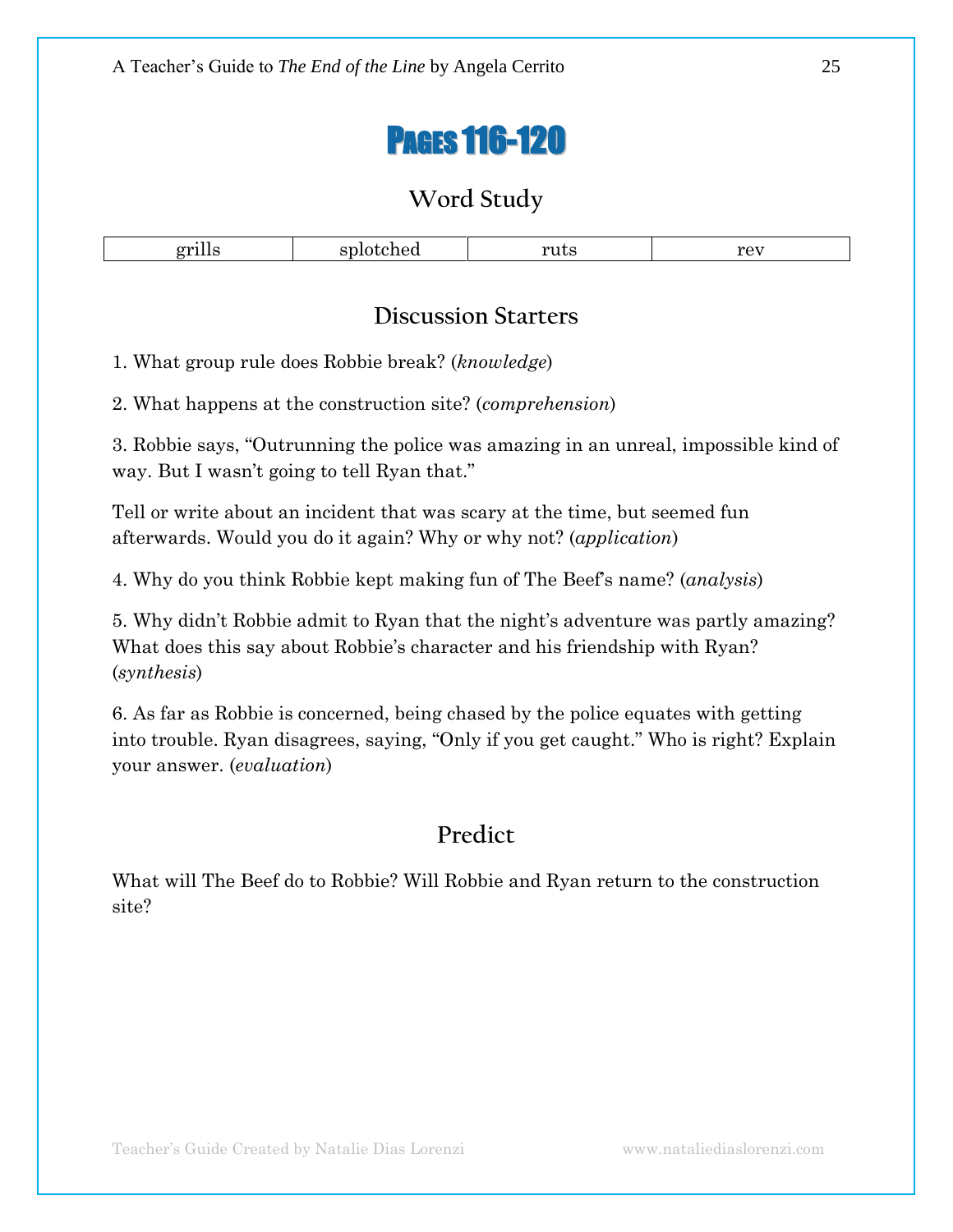# Pages 116-120

## Word Study

| grills | splotched | ruts | rev |
|---|---|---|---|

## Discussion Starters

1. What group rule does Robbie break? (*knowledge*)

2. What happens at the construction site? (*comprehension*)

3. Robbie says, "Outrunning the police was amazing in an unreal, impossible kind of way. But I wasn't going to tell Ryan that."

Tell or write about an incident that was scary at the time, but seemed fun afterwards. Would you do it again? Why or why not? (*application*)

4. Why do you think Robbie kept making fun of The Beef's name? (*analysis*)

5. Why didn't Robbie admit to Ryan that the night's adventure was partly amazing? What does this say about Robbie's character and his friendship with Ryan? (*synthesis*)

6. As far as Robbie is concerned, being chased by the police equates with getting into trouble. Ryan disagrees, saying, "Only if you get caught." Who is right? Explain your answer. (*evaluation*)

## Predict

What will The Beef do to Robbie? Will Robbie and Ryan return to the construction site?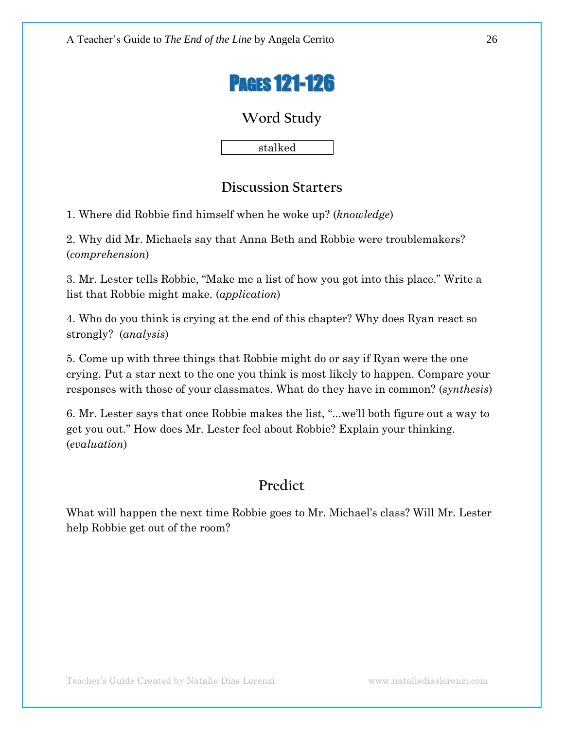# Pages 121-126

## Word Study

stalked

## Discussion Starters

1. Where did Robbie find himself when he woke up? (*knowledge*)

2. Why did Mr. Michaels say that Anna Beth and Robbie were troublemakers? (*comprehension*)

3. Mr. Lester tells Robbie, "Make me a list of how you got into this place." Write a list that Robbie might make. (*application*)

4. Who do you think is crying at the end of this chapter? Why does Ryan react so strongly? (*analysis*)

5. Come up with three things that Robbie might do or say if Ryan were the one crying. Put a star next to the one you think is most likely to happen. Compare your responses with those of your classmates. What do they have in common? (*synthesis*)

6. Mr. Lester says that once Robbie makes the list, "...we'll both figure out a way to get you out." How does Mr. Lester feel about Robbie? Explain your thinking. (*evaluation*)

## Predict

What will happen the next time Robbie goes to Mr. Michael's class? Will Mr. Lester help Robbie get out of the room?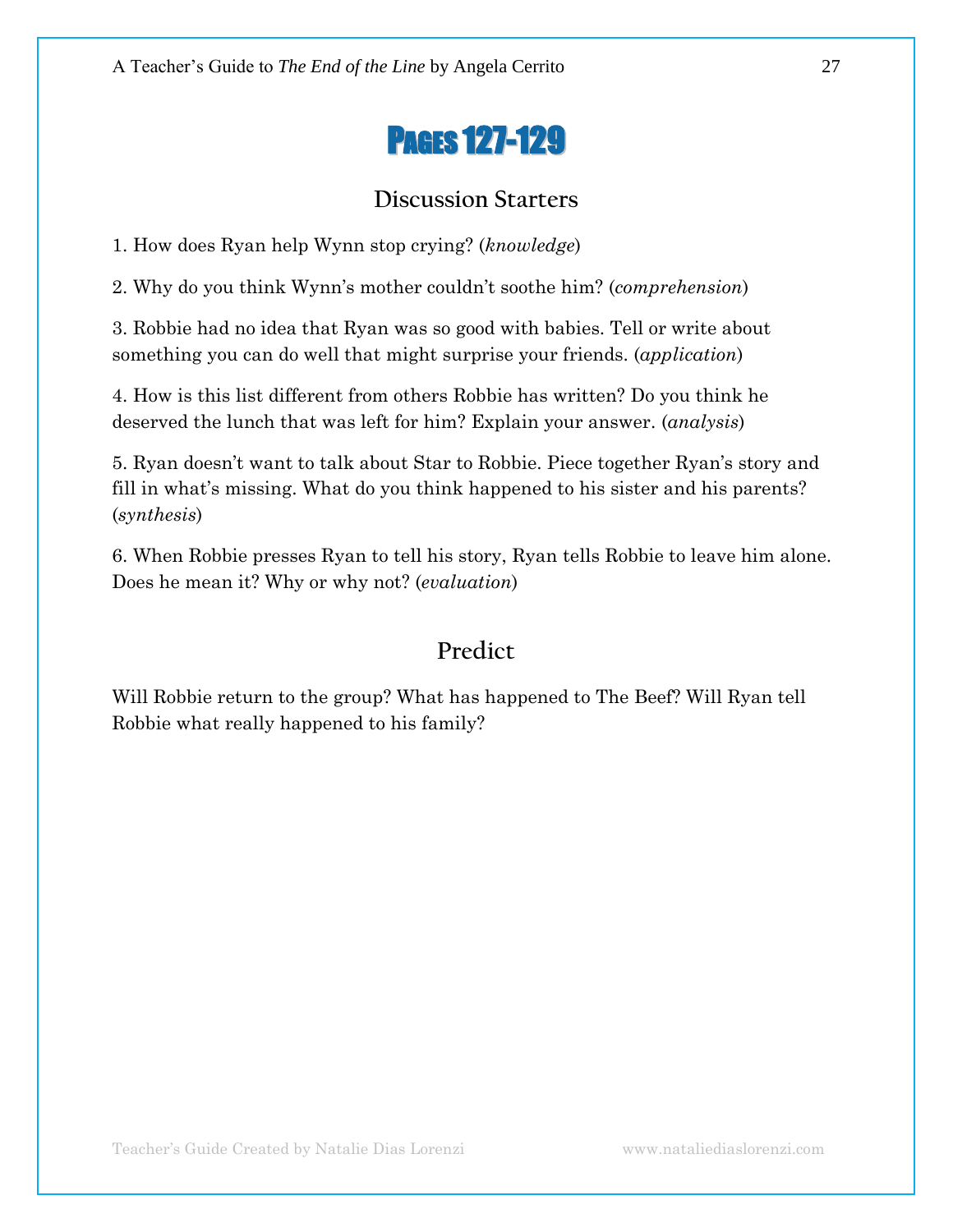# Pages 127-129

## Discussion Starters

1. How does Ryan help Wynn stop crying? (*knowledge*)

2. Why do you think Wynn's mother couldn't soothe him? (*comprehension*)

3. Robbie had no idea that Ryan was so good with babies. Tell or write about something you can do well that might surprise your friends. (*application*)

4. How is this list different from others Robbie has written? Do you think he deserved the lunch that was left for him? Explain your answer. (*analysis*)

5. Ryan doesn't want to talk about Star to Robbie. Piece together Ryan's story and fill in what's missing. What do you think happened to his sister and his parents? (*synthesis*)

6. When Robbie presses Ryan to tell his story, Ryan tells Robbie to leave him alone. Does he mean it? Why or why not? (*evaluation*)

## Predict

Will Robbie return to the group? What has happened to The Beef? Will Ryan tell Robbie what really happened to his family?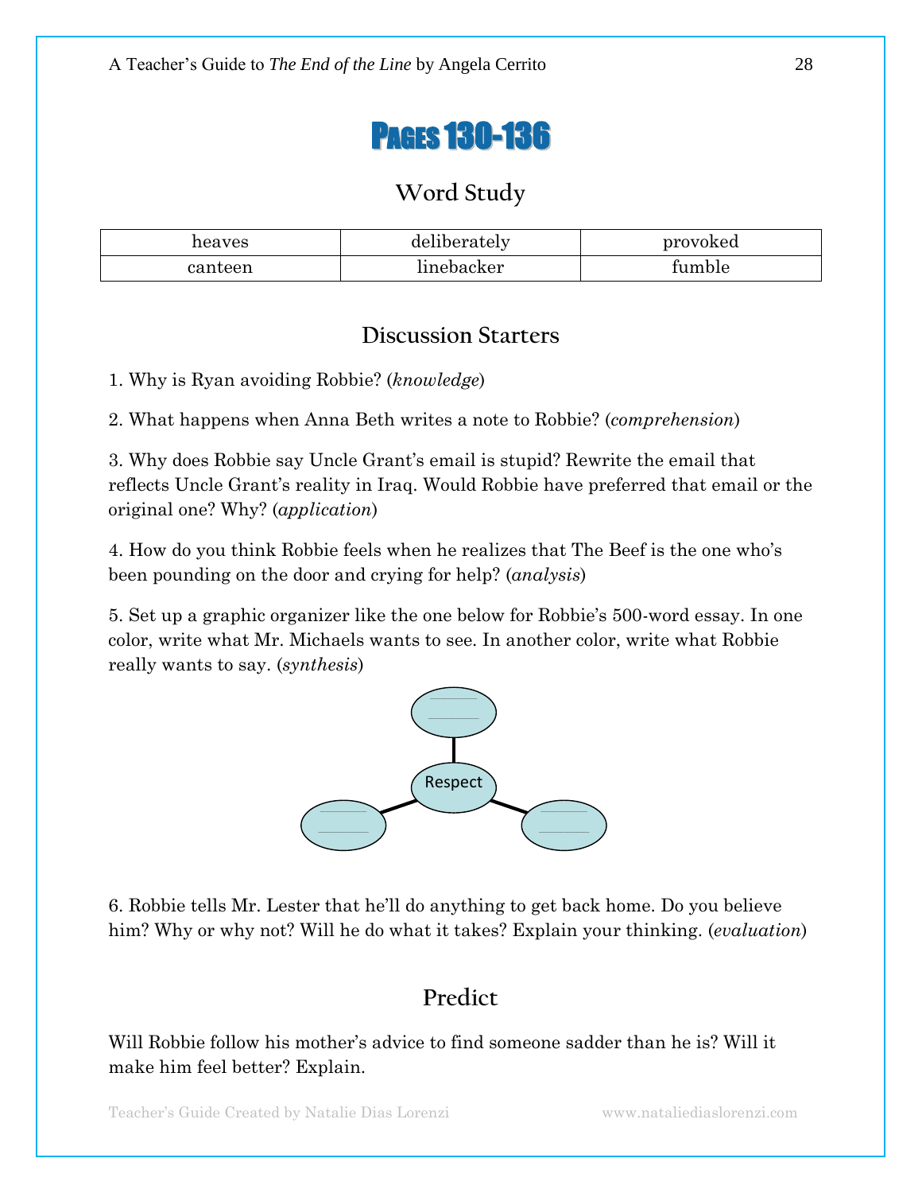# Pages 130-136

## Word Study

| heaves | deliberately | provoked |
|---|---|---|
| canteen | linebacker | fumble |

## Discussion Starters

1. Why is Ryan avoiding Robbie? (*knowledge*)

2. What happens when Anna Beth writes a note to Robbie? (*comprehension*)

3. Why does Robbie say Uncle Grant's email is stupid? Rewrite the email that reflects Uncle Grant's reality in Iraq. Would Robbie have preferred that email or the original one? Why? (*application*)

4. How do you think Robbie feels when he realizes that The Beef is the one who's been pounding on the door and crying for help? (*analysis*)

5. Set up a graphic organizer like the one below for Robbie's 500-word essay. In one color, write what Mr. Michaels wants to see. In another color, write what Robbie really wants to say. (*synthesis*)

Respect

6. Robbie tells Mr. Lester that he'll do anything to get back home. Do you believe him? Why or why not? Will he do what it takes? Explain your thinking. (*evaluation*)

## Predict

Will Robbie follow his mother's advice to find someone sadder than he is? Will it make him feel better? Explain.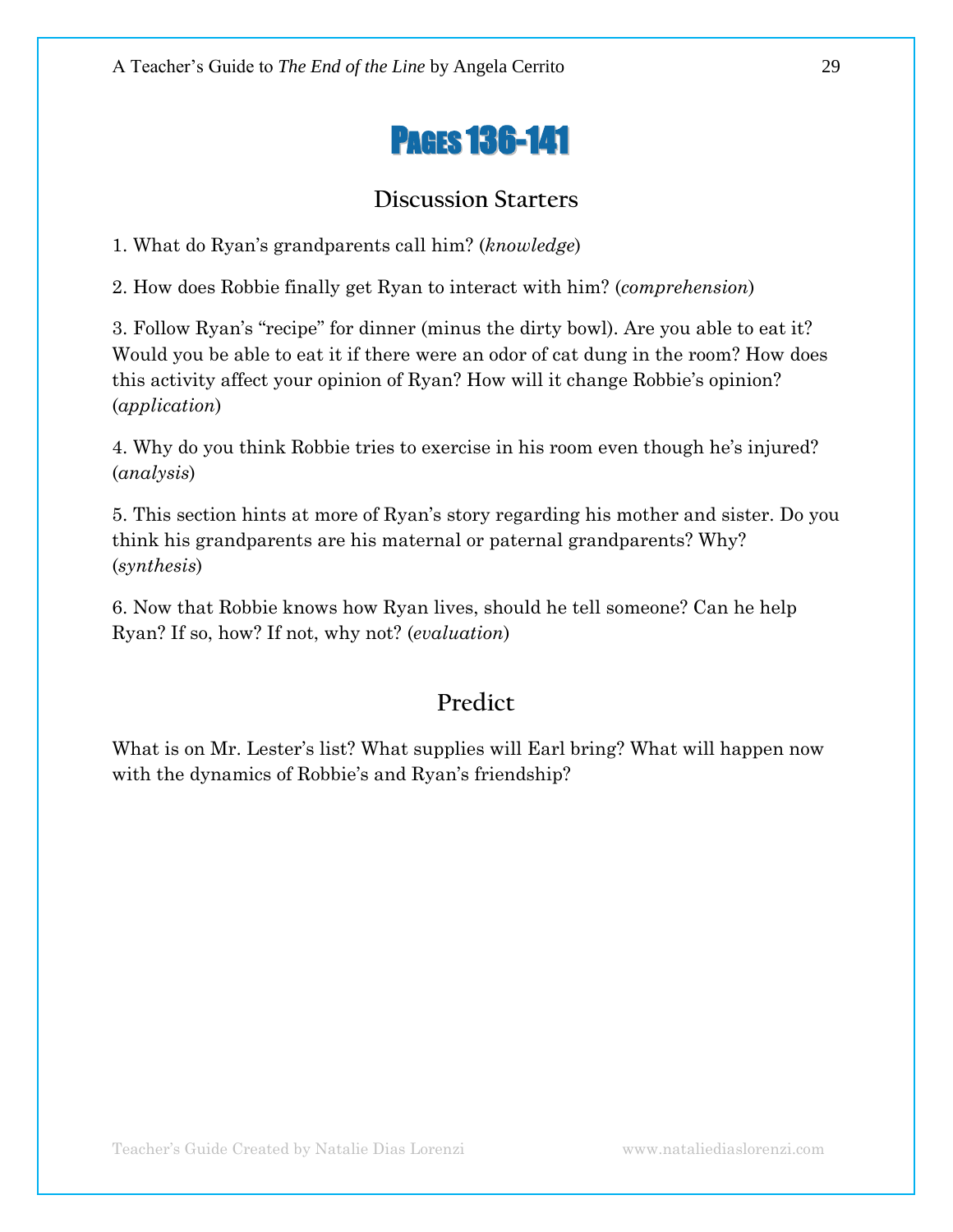# Pages 136-141

## Discussion Starters

1. What do Ryan's grandparents call him? (*knowledge*)

2. How does Robbie finally get Ryan to interact with him? (*comprehension*)

3. Follow Ryan's "recipe" for dinner (minus the dirty bowl). Are you able to eat it? Would you be able to eat it if there were an odor of cat dung in the room? How does this activity affect your opinion of Ryan? How will it change Robbie's opinion? (*application*)

4. Why do you think Robbie tries to exercise in his room even though he's injured? (*analysis*)

5. This section hints at more of Ryan's story regarding his mother and sister. Do you think his grandparents are his maternal or paternal grandparents? Why? (*synthesis*)

6. Now that Robbie knows how Ryan lives, should he tell someone? Can he help Ryan? If so, how? If not, why not? (*evaluation*)

## Predict

What is on Mr. Lester's list? What supplies will Earl bring? What will happen now with the dynamics of Robbie's and Ryan's friendship?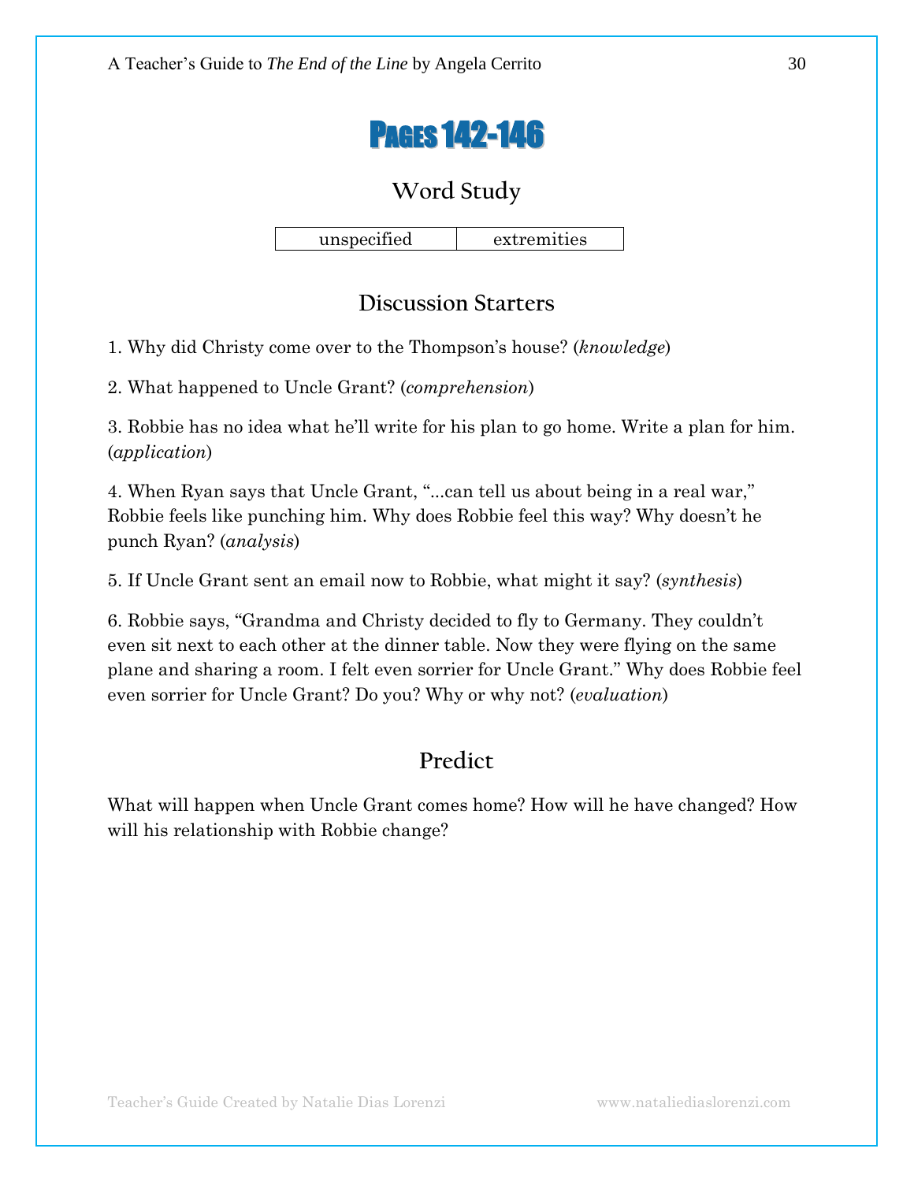# Pages 142-146

## Word Study

| unspecified | extremities |
|---|---|

## Discussion Starters

1. Why did Christy come over to the Thompson's house? (*knowledge*)

2. What happened to Uncle Grant? (*comprehension*)

3. Robbie has no idea what he'll write for his plan to go home. Write a plan for him. (*application*)

4. When Ryan says that Uncle Grant, "...can tell us about being in a real war," Robbie feels like punching him. Why does Robbie feel this way? Why doesn't he punch Ryan? (*analysis*)

5. If Uncle Grant sent an email now to Robbie, what might it say? (*synthesis*)

6. Robbie says, "Grandma and Christy decided to fly to Germany. They couldn't even sit next to each other at the dinner table. Now they were flying on the same plane and sharing a room. I felt even sorrier for Uncle Grant." Why does Robbie feel even sorrier for Uncle Grant? Do you? Why or why not? (*evaluation*)

## Predict

What will happen when Uncle Grant comes home? How will he have changed? How will his relationship with Robbie change?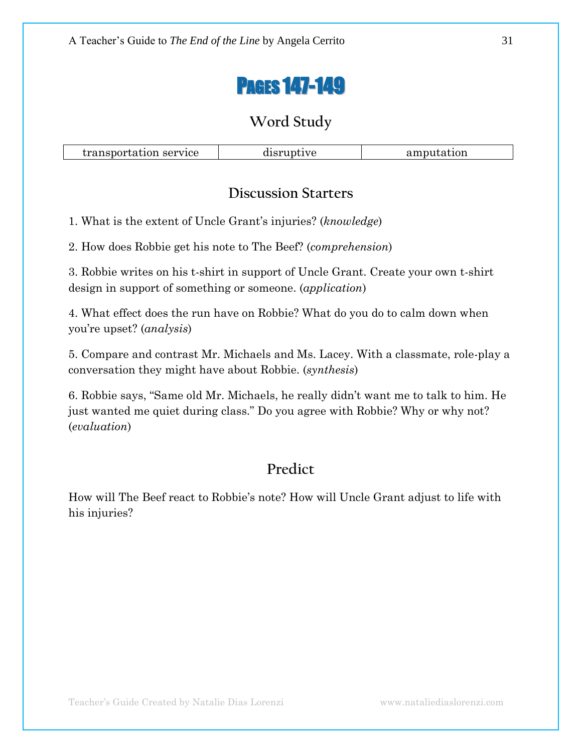# Pages 147-149

## Word Study

| transportation service | disruptive | amputation |
|---|---|---|

## Discussion Starters

1. What is the extent of Uncle Grant's injuries? (*knowledge*)

2. How does Robbie get his note to The Beef? (*comprehension*)

3. Robbie writes on his t-shirt in support of Uncle Grant. Create your own t-shirt design in support of something or someone. (*application*)

4. What effect does the run have on Robbie? What do you do to calm down when you're upset? (*analysis*)

5. Compare and contrast Mr. Michaels and Ms. Lacey. With a classmate, role-play a conversation they might have about Robbie. (*synthesis*)

6. Robbie says, "Same old Mr. Michaels, he really didn't want me to talk to him. He just wanted me quiet during class." Do you agree with Robbie? Why or why not? (*evaluation*)

## Predict

How will The Beef react to Robbie's note? How will Uncle Grant adjust to life with his injuries?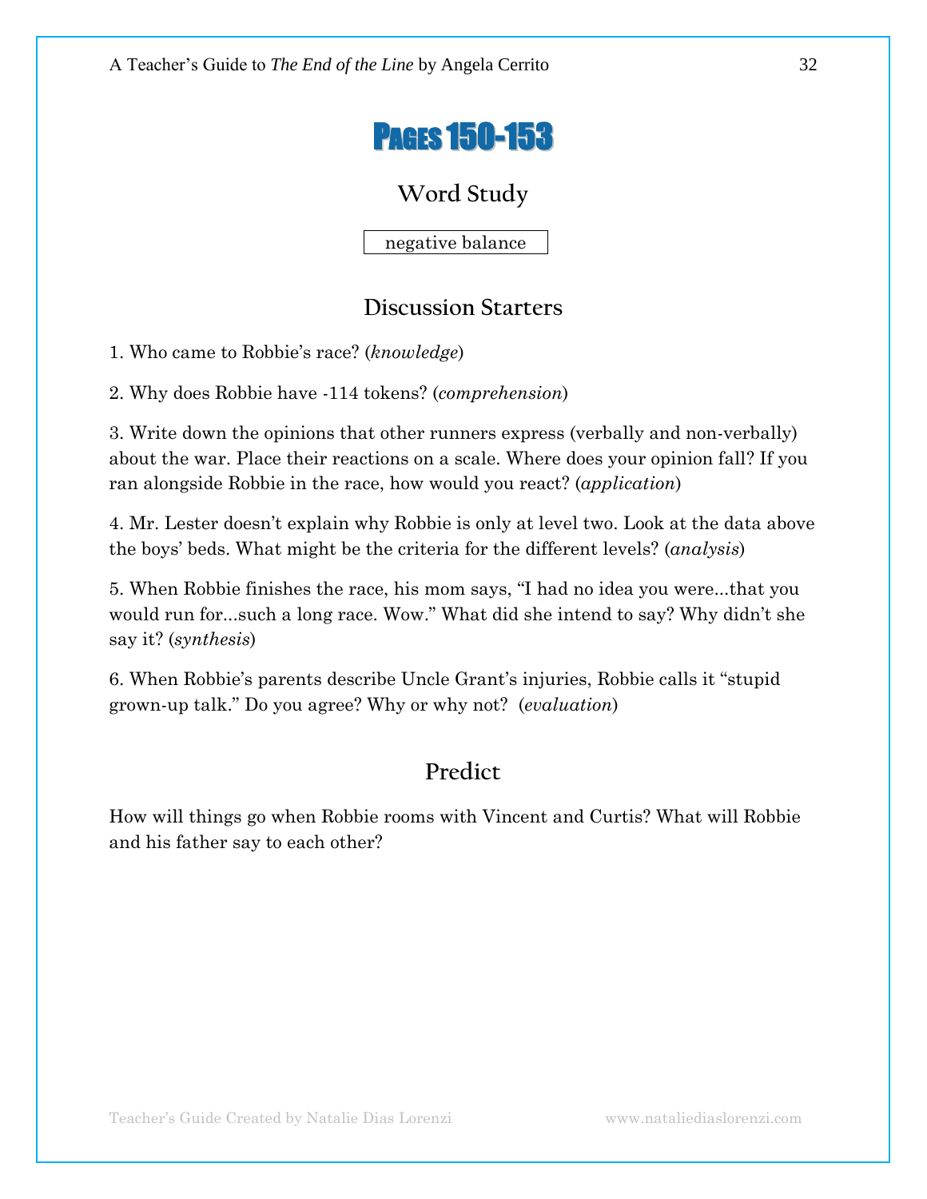# Pages 150-153

## Word Study

negative balance

## Discussion Starters

1. Who came to Robbie's race? (*knowledge*)

2. Why does Robbie have -114 tokens? (*comprehension*)

3. Write down the opinions that other runners express (verbally and non-verbally) about the war. Place their reactions on a scale. Where does your opinion fall? If you ran alongside Robbie in the race, how would you react? (*application*)

4. Mr. Lester doesn't explain why Robbie is only at level two. Look at the data above the boys' beds. What might be the criteria for the different levels? (*analysis*)

5. When Robbie finishes the race, his mom says, "I had no idea you were...that you would run for...such a long race. Wow." What did she intend to say? Why didn't she say it? (*synthesis*)

6. When Robbie's parents describe Uncle Grant's injuries, Robbie calls it "stupid grown-up talk." Do you agree? Why or why not? (*evaluation*)

## Predict

How will things go when Robbie rooms with Vincent and Curtis? What will Robbie and his father say to each other?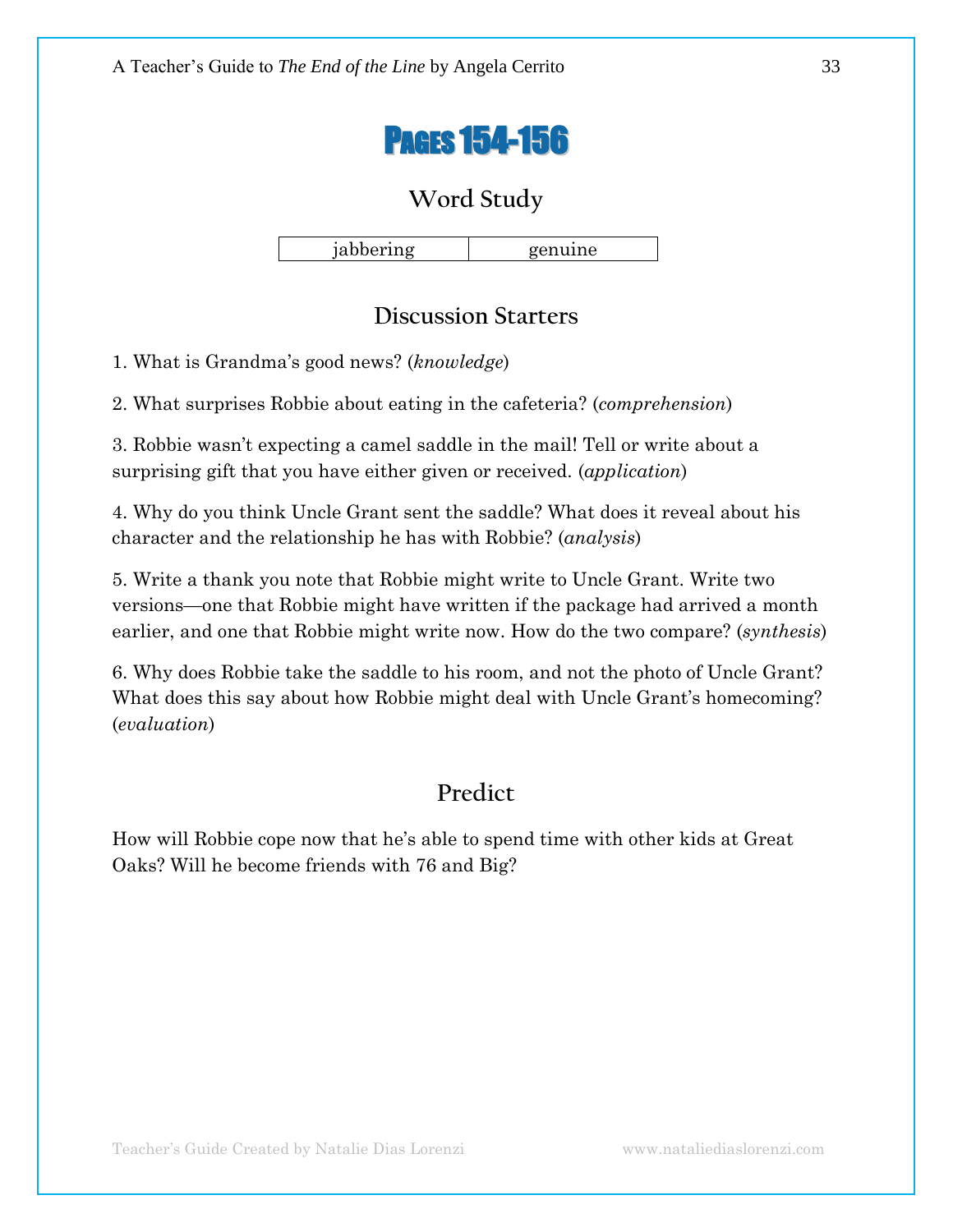# Pages 154-156

## Word Study

| jabbering | genuine |
|---|---|

## Discussion Starters

1. What is Grandma's good news? (*knowledge*)

2. What surprises Robbie about eating in the cafeteria? (*comprehension*)

3. Robbie wasn't expecting a camel saddle in the mail! Tell or write about a surprising gift that you have either given or received. (*application*)

4. Why do you think Uncle Grant sent the saddle? What does it reveal about his character and the relationship he has with Robbie? (*analysis*)

5. Write a thank you note that Robbie might write to Uncle Grant. Write two versions—one that Robbie might have written if the package had arrived a month earlier, and one that Robbie might write now. How do the two compare? (*synthesis*)

6. Why does Robbie take the saddle to his room, and not the photo of Uncle Grant? What does this say about how Robbie might deal with Uncle Grant's homecoming? (*evaluation*)

## Predict

How will Robbie cope now that he's able to spend time with other kids at Great Oaks? Will he become friends with 76 and Big?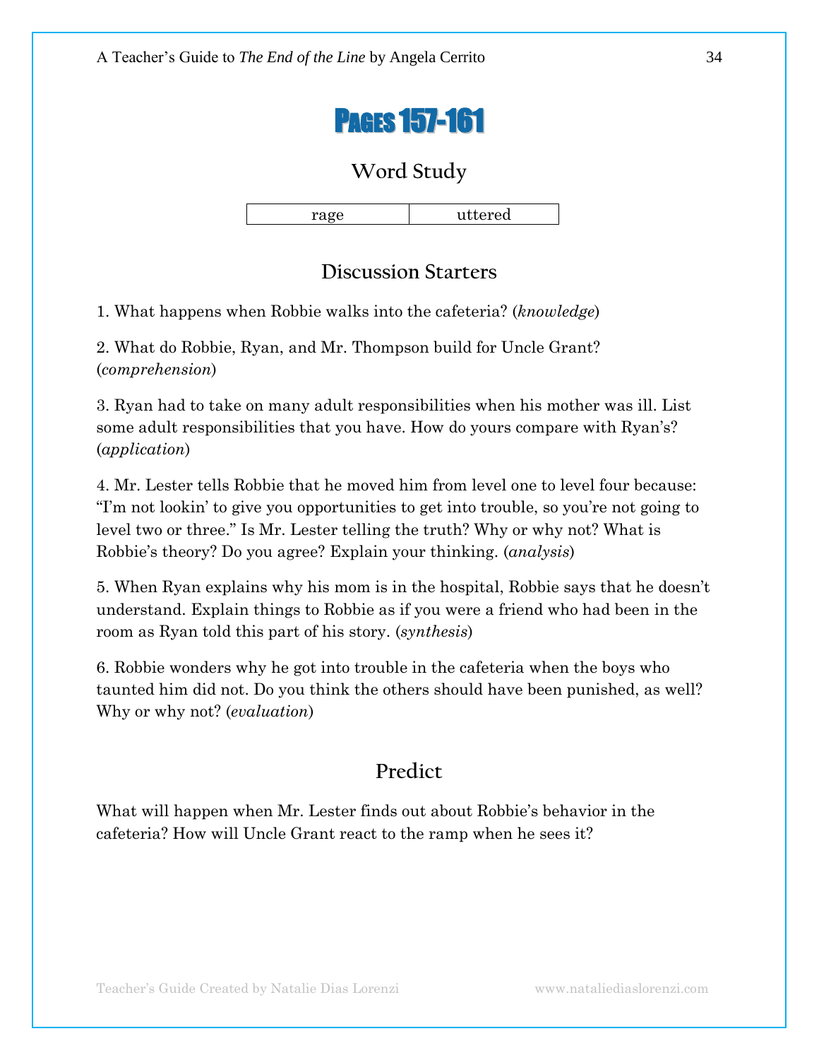# Pages 157-161

## Word Study

| rage | uttered |
|---|---|

## Discussion Starters

1. What happens when Robbie walks into the cafeteria? (*knowledge*)

2. What do Robbie, Ryan, and Mr. Thompson build for Uncle Grant? (*comprehension*)

3. Ryan had to take on many adult responsibilities when his mother was ill. List some adult responsibilities that you have. How do yours compare with Ryan's? (*application*)

4. Mr. Lester tells Robbie that he moved him from level one to level four because: "I'm not lookin' to give you opportunities to get into trouble, so you're not going to level two or three." Is Mr. Lester telling the truth? Why or why not? What is Robbie's theory? Do you agree? Explain your thinking. (*analysis*)

5. When Ryan explains why his mom is in the hospital, Robbie says that he doesn't understand. Explain things to Robbie as if you were a friend who had been in the room as Ryan told this part of his story. (*synthesis*)

6. Robbie wonders why he got into trouble in the cafeteria when the boys who taunted him did not. Do you think the others should have been punished, as well? Why or why not? (*evaluation*)

## Predict

What will happen when Mr. Lester finds out about Robbie's behavior in the cafeteria? How will Uncle Grant react to the ramp when he sees it?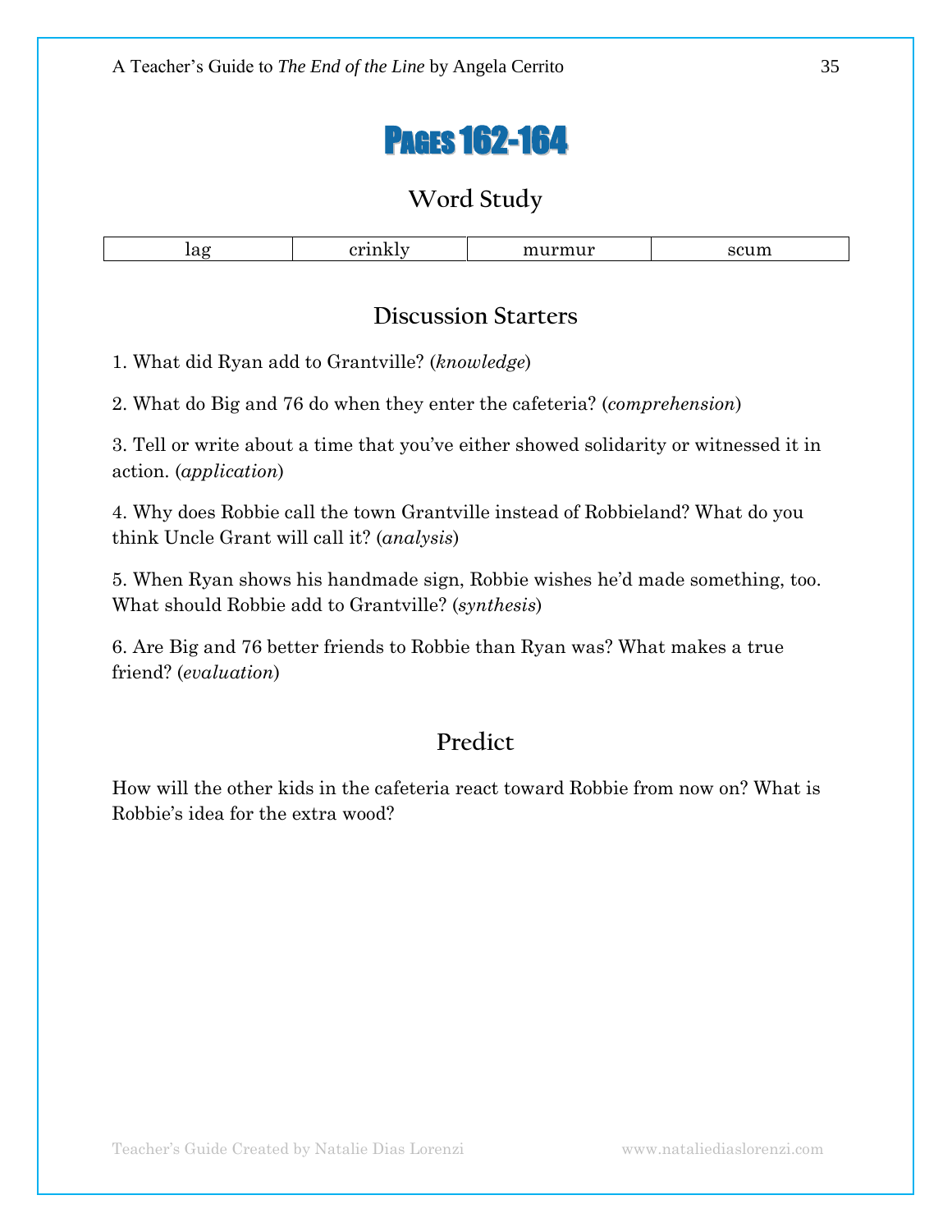# Pages 162-164

## Word Study

| lag | crinkly | murmur | scum |
|---|---|---|---|

## Discussion Starters

1. What did Ryan add to Grantville? (*knowledge*)

2. What do Big and 76 do when they enter the cafeteria? (*comprehension*)

3. Tell or write about a time that you've either showed solidarity or witnessed it in action. (*application*)

4. Why does Robbie call the town Grantville instead of Robbieland? What do you think Uncle Grant will call it? (*analysis*)

5. When Ryan shows his handmade sign, Robbie wishes he'd made something, too. What should Robbie add to Grantville? (*synthesis*)

6. Are Big and 76 better friends to Robbie than Ryan was? What makes a true friend? (*evaluation*)

## Predict

How will the other kids in the cafeteria react toward Robbie from now on? What is Robbie's idea for the extra wood?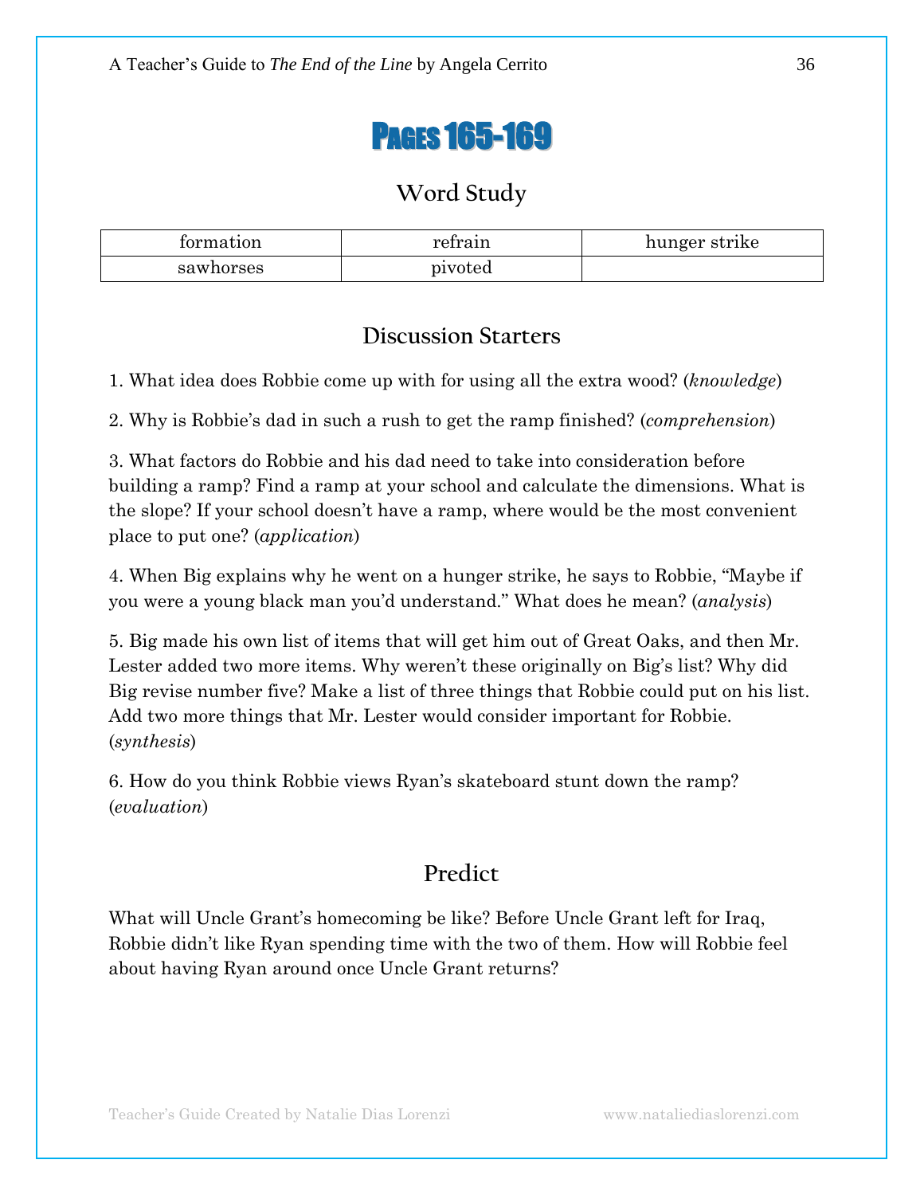# Pages 165-169

## Word Study

| formation | refrain | hunger strike |
|---|---|---|
| sawhorses | pivoted | |

## Discussion Starters

1. What idea does Robbie come up with for using all the extra wood? (*knowledge*)

2. Why is Robbie's dad in such a rush to get the ramp finished? (*comprehension*)

3. What factors do Robbie and his dad need to take into consideration before building a ramp? Find a ramp at your school and calculate the dimensions. What is the slope? If your school doesn't have a ramp, where would be the most convenient place to put one? (*application*)

4. When Big explains why he went on a hunger strike, he says to Robbie, "Maybe if you were a young black man you'd understand." What does he mean? (*analysis*)

5. Big made his own list of items that will get him out of Great Oaks, and then Mr. Lester added two more items. Why weren't these originally on Big's list? Why did Big revise number five? Make a list of three things that Robbie could put on his list. Add two more things that Mr. Lester would consider important for Robbie. (*synthesis*)

6. How do you think Robbie views Ryan's skateboard stunt down the ramp? (*evaluation*)

## Predict

What will Uncle Grant's homecoming be like? Before Uncle Grant left for Iraq, Robbie didn't like Ryan spending time with the two of them. How will Robbie feel about having Ryan around once Uncle Grant returns?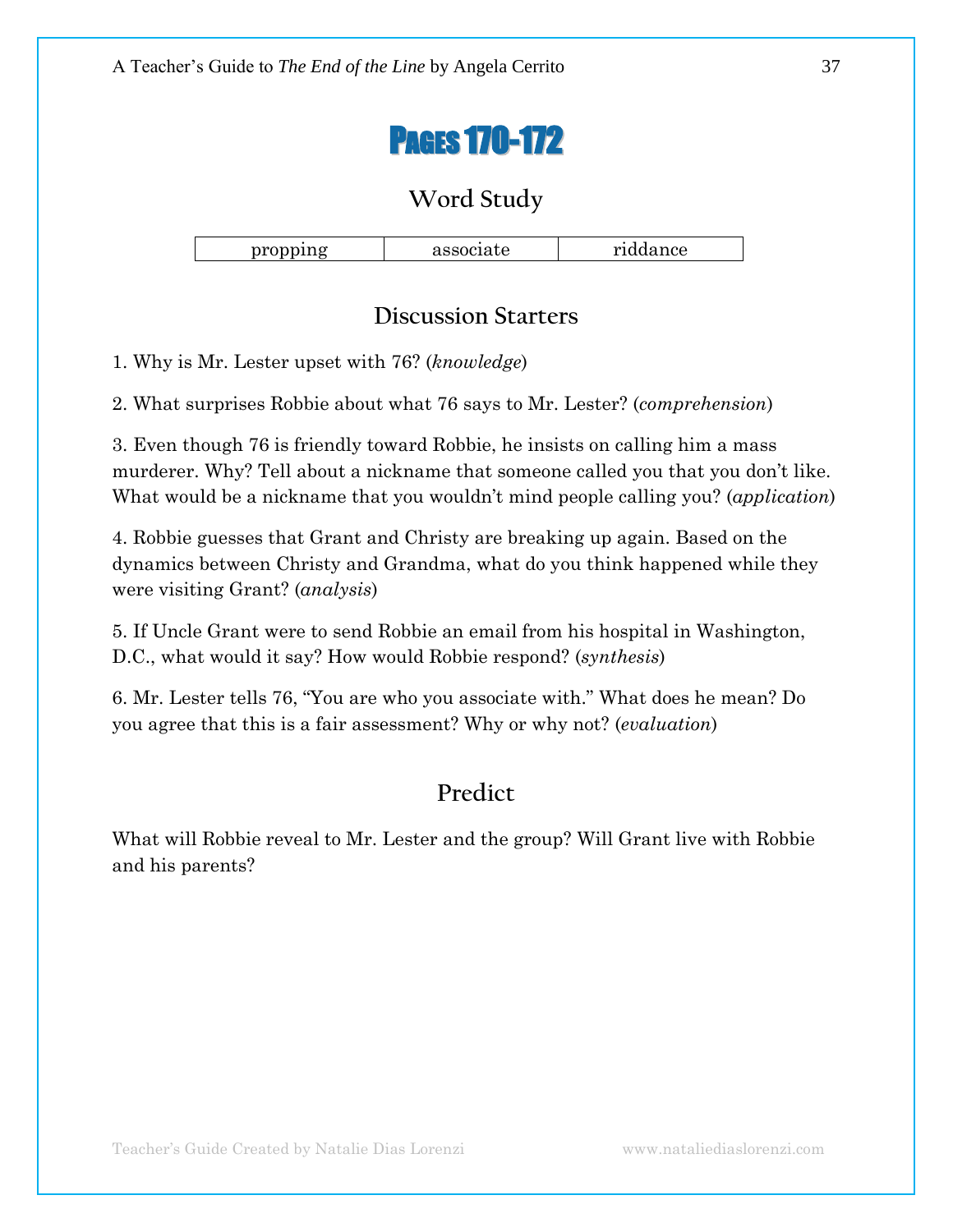# Pages 170-172

## Word Study

| propping | associate | riddance |
|---|---|---|

## Discussion Starters

1. Why is Mr. Lester upset with 76? (*knowledge*)

2. What surprises Robbie about what 76 says to Mr. Lester? (*comprehension*)

3. Even though 76 is friendly toward Robbie, he insists on calling him a mass murderer. Why? Tell about a nickname that someone called you that you don't like. What would be a nickname that you wouldn't mind people calling you? (*application*)

4. Robbie guesses that Grant and Christy are breaking up again. Based on the dynamics between Christy and Grandma, what do you think happened while they were visiting Grant? (*analysis*)

5. If Uncle Grant were to send Robbie an email from his hospital in Washington, D.C., what would it say? How would Robbie respond? (*synthesis*)

6. Mr. Lester tells 76, "You are who you associate with." What does he mean? Do you agree that this is a fair assessment? Why or why not? (*evaluation*)

## Predict

What will Robbie reveal to Mr. Lester and the group? Will Grant live with Robbie and his parents?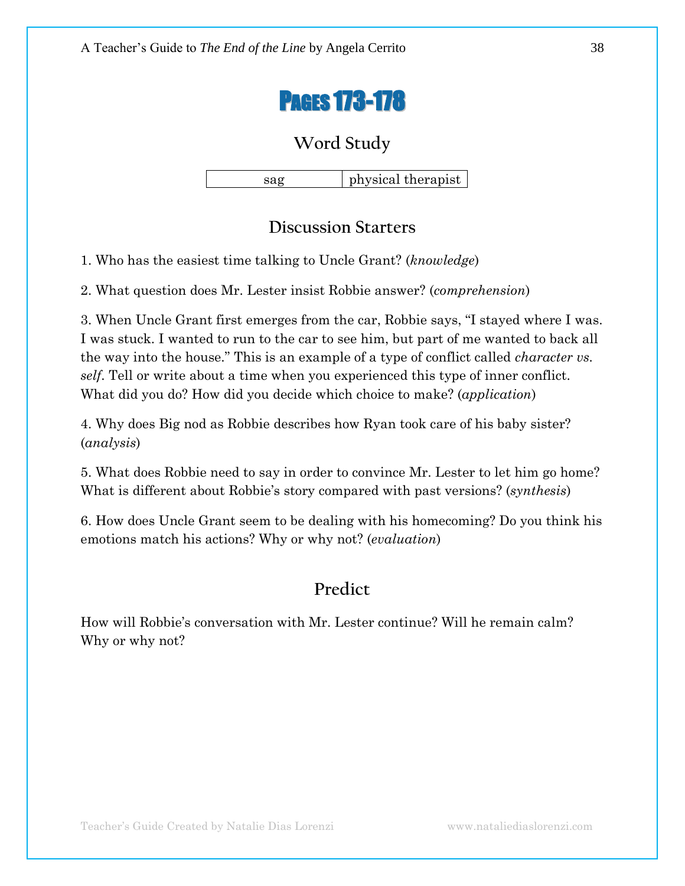# Pages 173-178

## Word Study

| sag | physical therapist |
|---|---|

## Discussion Starters

1. Who has the easiest time talking to Uncle Grant? (*knowledge*)

2. What question does Mr. Lester insist Robbie answer? (*comprehension*)

3. When Uncle Grant first emerges from the car, Robbie says, "I stayed where I was. I was stuck. I wanted to run to the car to see him, but part of me wanted to back all the way into the house." This is an example of a type of conflict called *character vs. self*. Tell or write about a time when you experienced this type of inner conflict. What did you do? How did you decide which choice to make? (*application*)

4. Why does Big nod as Robbie describes how Ryan took care of his baby sister? (*analysis*)

5. What does Robbie need to say in order to convince Mr. Lester to let him go home? What is different about Robbie's story compared with past versions? (*synthesis*)

6. How does Uncle Grant seem to be dealing with his homecoming? Do you think his emotions match his actions? Why or why not? (*evaluation*)

## Predict

How will Robbie's conversation with Mr. Lester continue? Will he remain calm? Why or why not?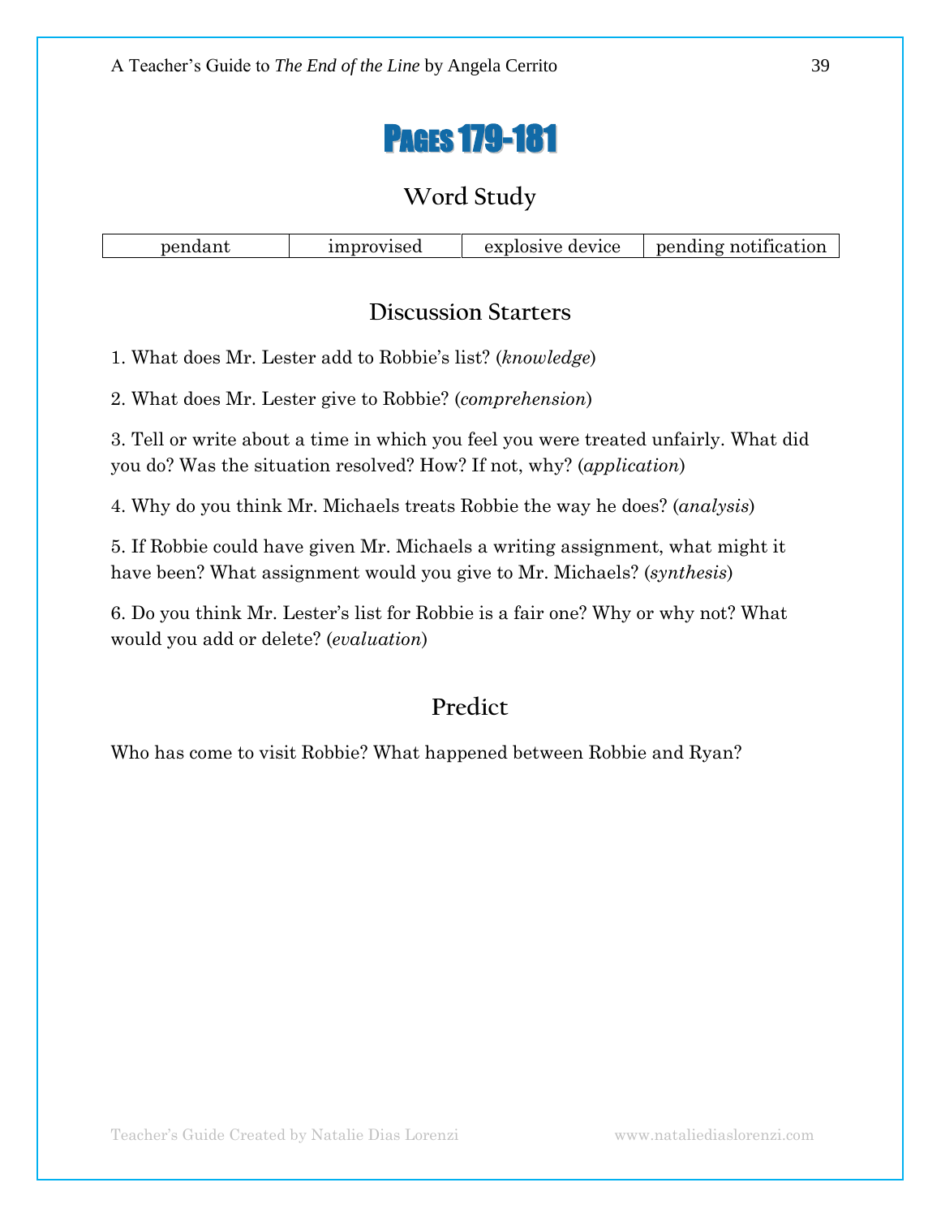# Pages 179-181

## Word Study

| pendant | improvised | explosive device | pending notification |
|---|---|---|---|

## Discussion Starters

1. What does Mr. Lester add to Robbie's list? (*knowledge*)

2. What does Mr. Lester give to Robbie? (*comprehension*)

3. Tell or write about a time in which you feel you were treated unfairly. What did you do? Was the situation resolved? How? If not, why? (*application*)

4. Why do you think Mr. Michaels treats Robbie the way he does? (*analysis*)

5. If Robbie could have given Mr. Michaels a writing assignment, what might it have been? What assignment would you give to Mr. Michaels? (*synthesis*)

6. Do you think Mr. Lester's list for Robbie is a fair one? Why or why not? What would you add or delete? (*evaluation*)

## Predict

Who has come to visit Robbie? What happened between Robbie and Ryan?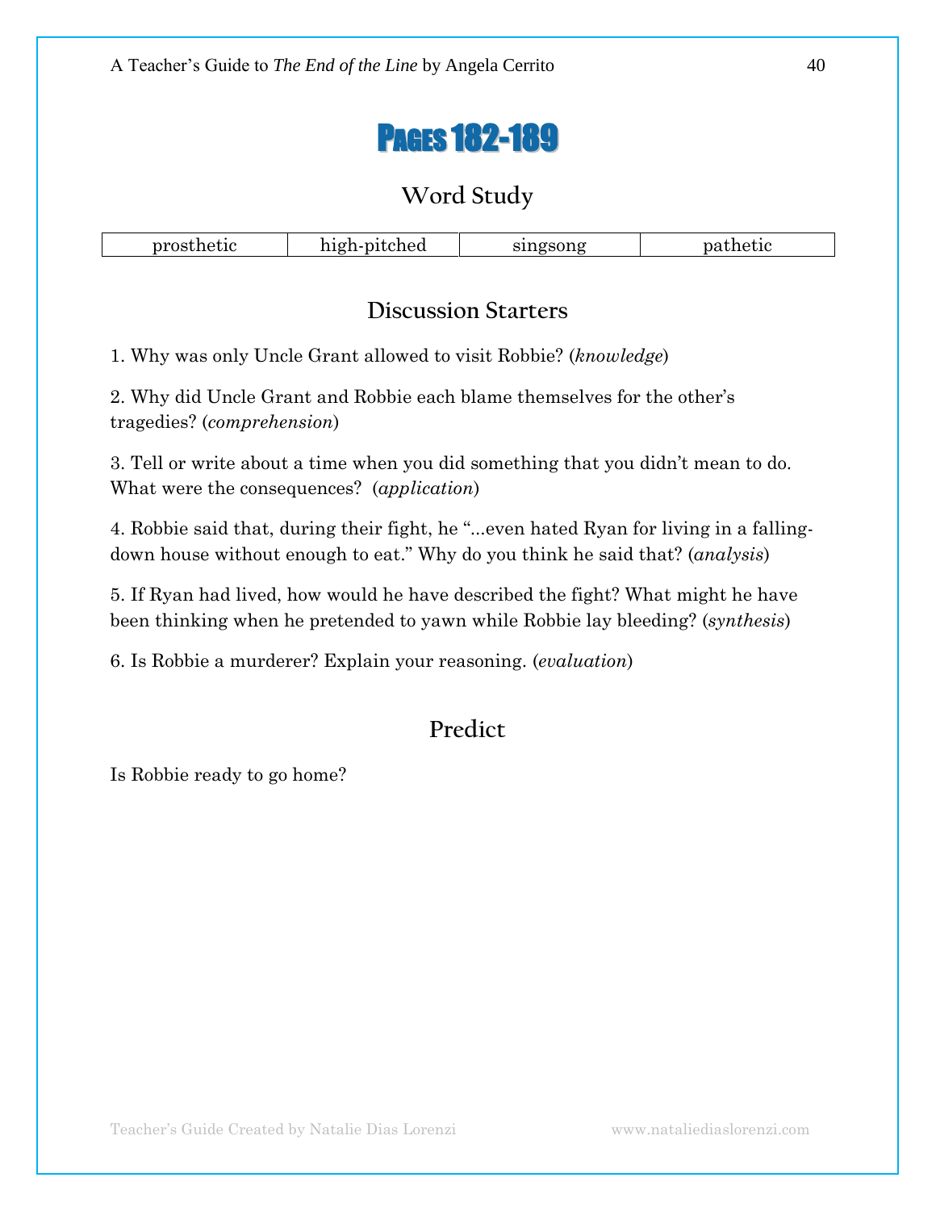# Pages 182-189

## Word Study

| prosthetic | high-pitched | singsong | pathetic |
|---|---|---|---|

## Discussion Starters

1. Why was only Uncle Grant allowed to visit Robbie? (*knowledge*)

2. Why did Uncle Grant and Robbie each blame themselves for the other's tragedies? (*comprehension*)

3. Tell or write about a time when you did something that you didn't mean to do. What were the consequences? (*application*)

4. Robbie said that, during their fight, he "...even hated Ryan for living in a falling-down house without enough to eat." Why do you think he said that? (*analysis*)

5. If Ryan had lived, how would he have described the fight? What might he have been thinking when he pretended to yawn while Robbie lay bleeding? (*synthesis*)

6. Is Robbie a murderer? Explain your reasoning. (*evaluation*)

## Predict

Is Robbie ready to go home?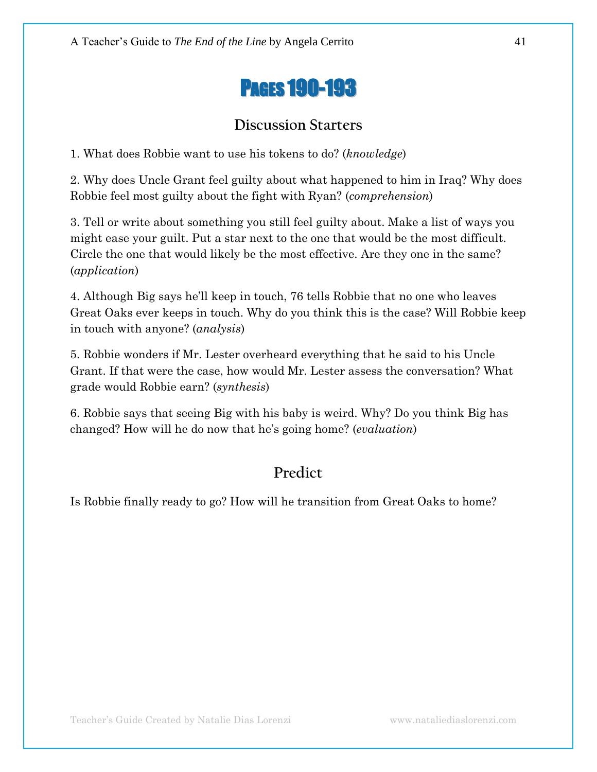# Pages 190-193

## Discussion Starters

1. What does Robbie want to use his tokens to do? (*knowledge*)

2. Why does Uncle Grant feel guilty about what happened to him in Iraq? Why does Robbie feel most guilty about the fight with Ryan? (*comprehension*)

3. Tell or write about something you still feel guilty about. Make a list of ways you might ease your guilt. Put a star next to the one that would be the most difficult. Circle the one that would likely be the most effective. Are they one in the same? (*application*)

4. Although Big says he'll keep in touch, 76 tells Robbie that no one who leaves Great Oaks ever keeps in touch. Why do you think this is the case? Will Robbie keep in touch with anyone? (*analysis*)

5. Robbie wonders if Mr. Lester overheard everything that he said to his Uncle Grant. If that were the case, how would Mr. Lester assess the conversation? What grade would Robbie earn? (*synthesis*)

6. Robbie says that seeing Big with his baby is weird. Why? Do you think Big has changed? How will he do now that he's going home? (*evaluation*)

## Predict

Is Robbie finally ready to go? How will he transition from Great Oaks to home?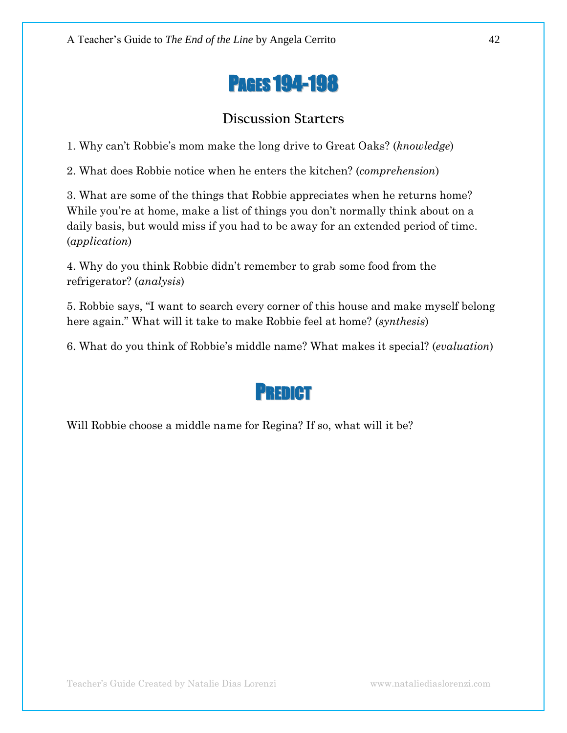# Pages 194-198

## Discussion Starters

1. Why can't Robbie's mom make the long drive to Great Oaks? (*knowledge*)

2. What does Robbie notice when he enters the kitchen? (*comprehension*)

3. What are some of the things that Robbie appreciates when he returns home? While you're at home, make a list of things you don't normally think about on a daily basis, but would miss if you had to be away for an extended period of time. (*application*)

4. Why do you think Robbie didn't remember to grab some food from the refrigerator? (*analysis*)

5. Robbie says, "I want to search every corner of this house and make myself belong here again." What will it take to make Robbie feel at home? (*synthesis*)

6. What do you think of Robbie's middle name? What makes it special? (*evaluation*)

# Predict

Will Robbie choose a middle name for Regina? If so, what will it be?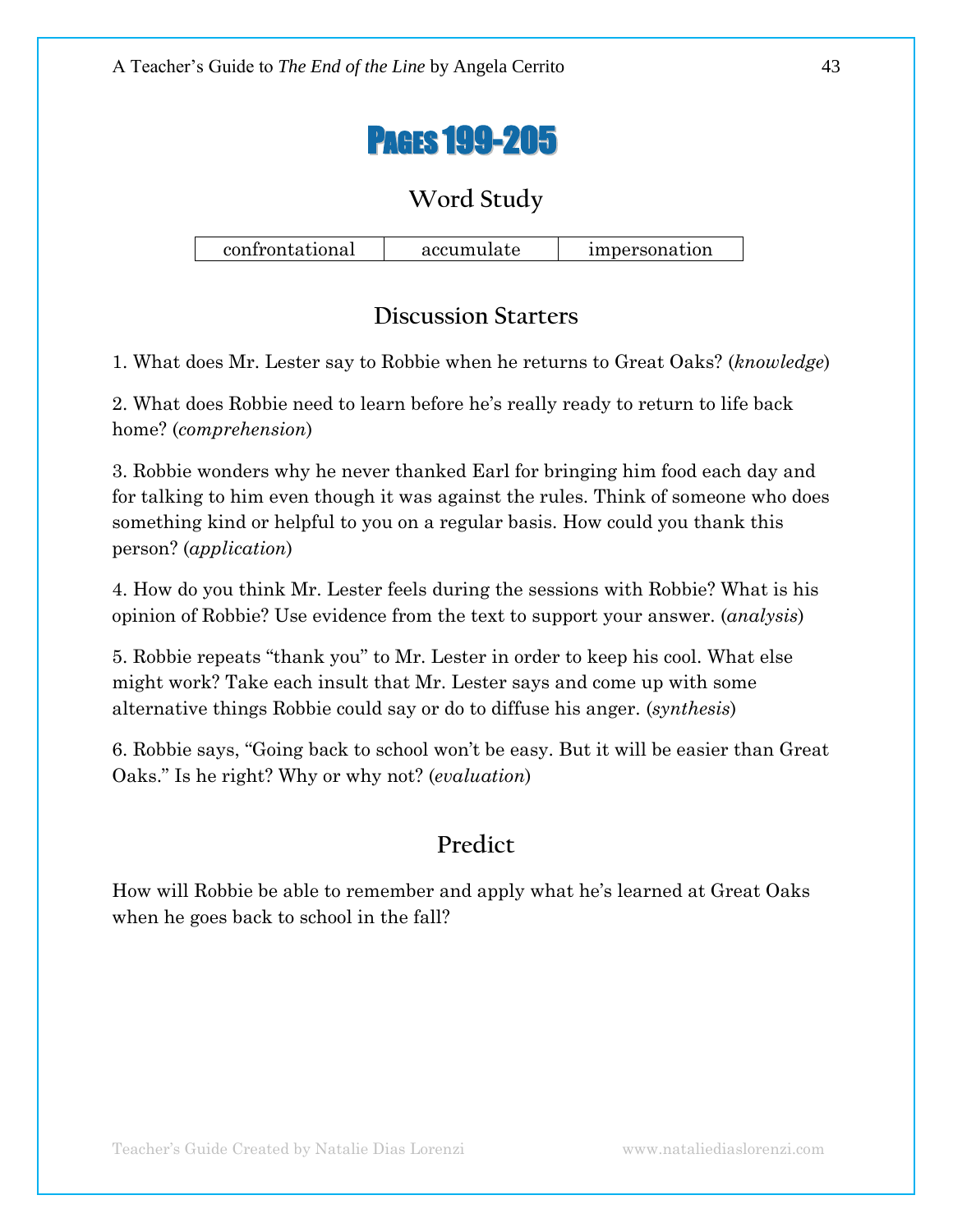# Pages 199-205

## Word Study

| confrontational | accumulate | impersonation |
|---|---|---|

## Discussion Starters

1. What does Mr. Lester say to Robbie when he returns to Great Oaks? (*knowledge*)

2. What does Robbie need to learn before he's really ready to return to life back home? (*comprehension*)

3. Robbie wonders why he never thanked Earl for bringing him food each day and for talking to him even though it was against the rules. Think of someone who does something kind or helpful to you on a regular basis. How could you thank this person? (*application*)

4. How do you think Mr. Lester feels during the sessions with Robbie? What is his opinion of Robbie? Use evidence from the text to support your answer. (*analysis*)

5. Robbie repeats "thank you" to Mr. Lester in order to keep his cool. What else might work? Take each insult that Mr. Lester says and come up with some alternative things Robbie could say or do to diffuse his anger. (*synthesis*)

6. Robbie says, "Going back to school won't be easy. But it will be easier than Great Oaks." Is he right? Why or why not? (*evaluation*)

## Predict

How will Robbie be able to remember and apply what he's learned at Great Oaks when he goes back to school in the fall?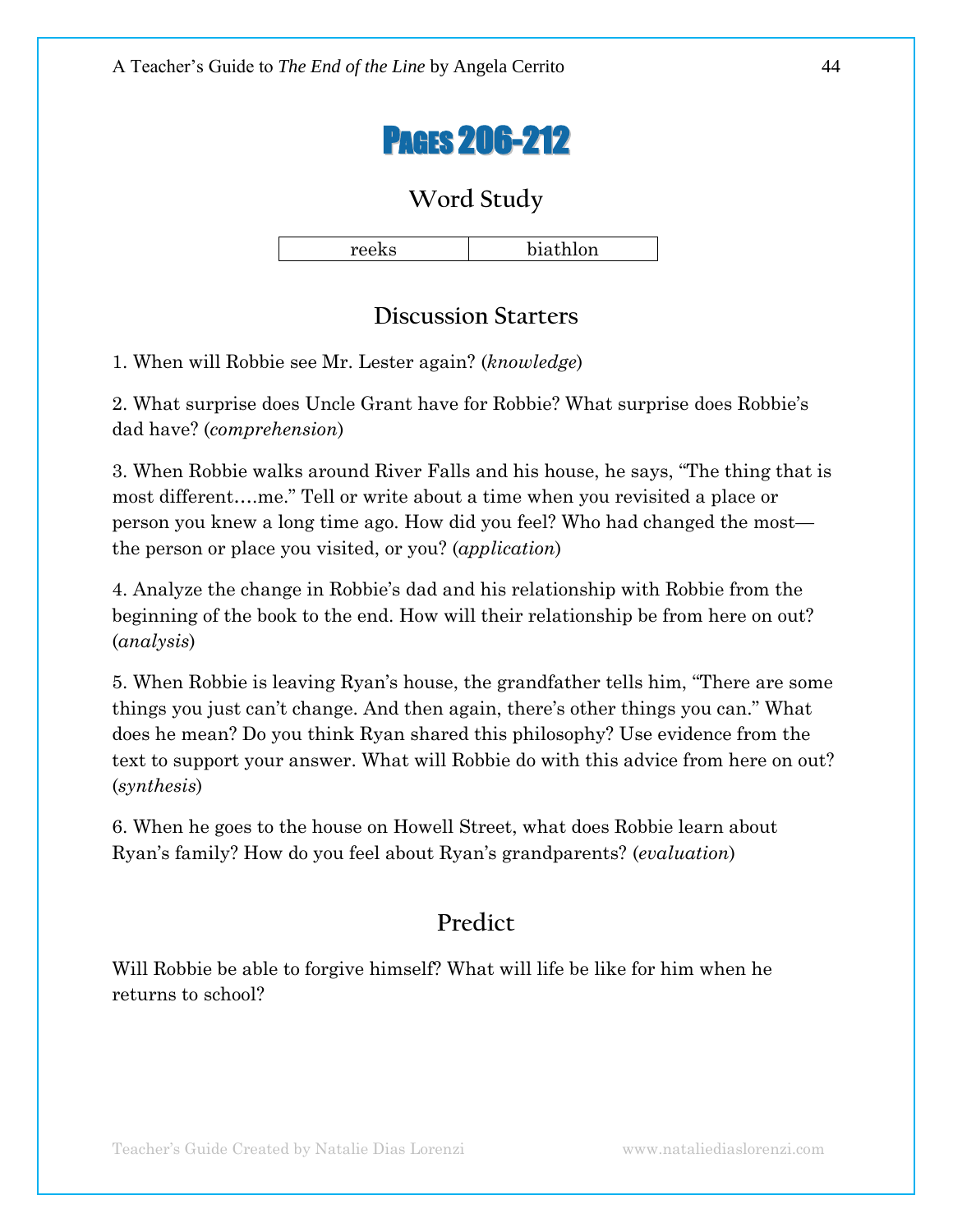# Pages 206-212

## Word Study

| reeks | biathlon |
| --- | --- |

## Discussion Starters

1. When will Robbie see Mr. Lester again? (*knowledge*)

2. What surprise does Uncle Grant have for Robbie? What surprise does Robbie's dad have? (*comprehension*)

3. When Robbie walks around River Falls and his house, he says, "The thing that is most different….me." Tell or write about a time when you revisited a place or person you knew a long time ago. How did you feel? Who had changed the most—the person or place you visited, or you? (*application*)

4. Analyze the change in Robbie's dad and his relationship with Robbie from the beginning of the book to the end. How will their relationship be from here on out? (*analysis*)

5. When Robbie is leaving Ryan's house, the grandfather tells him, "There are some things you just can't change. And then again, there's other things you can." What does he mean? Do you think Ryan shared this philosophy? Use evidence from the text to support your answer. What will Robbie do with this advice from here on out? (*synthesis*)

6. When he goes to the house on Howell Street, what does Robbie learn about Ryan's family? How do you feel about Ryan's grandparents? (*evaluation*)

## Predict

Will Robbie be able to forgive himself? What will life be like for him when he returns to school?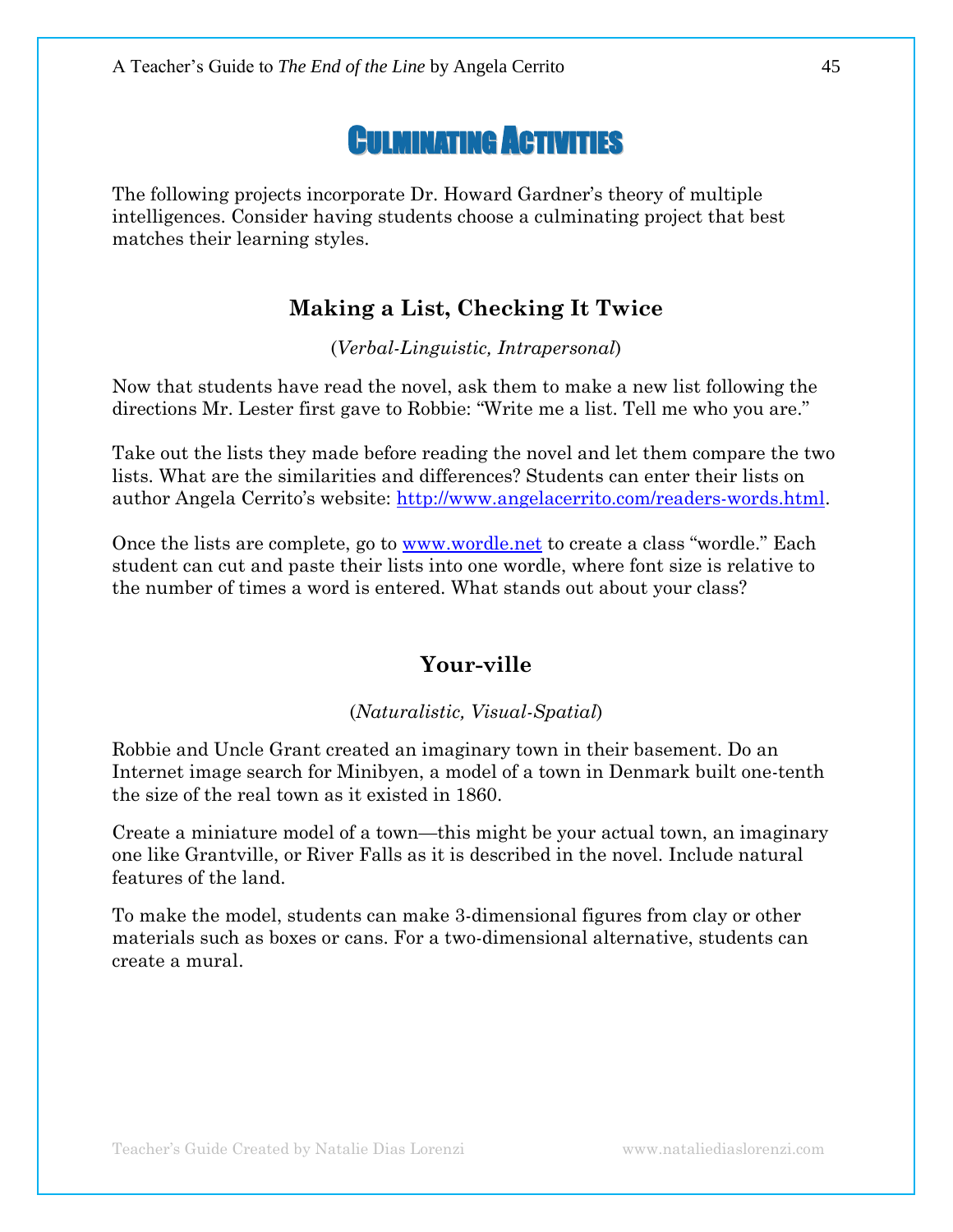# Culminating Activities

The following projects incorporate Dr. Howard Gardner's theory of multiple intelligences. Consider having students choose a culminating project that best matches their learning styles.

## Making a List, Checking It Twice

(*Verbal-Linguistic, Intrapersonal*)

Now that students have read the novel, ask them to make a new list following the directions Mr. Lester first gave to Robbie: "Write me a list. Tell me who you are."

Take out the lists they made before reading the novel and let them compare the two lists. What are the similarities and differences? Students can enter their lists on author Angela Cerrito's website: [http://www.angelacerrito.com/readers-words.html](http://www.angelacerrito.com/readers-words.html).

Once the lists are complete, go to [www.wordle.net](http://www.wordle.net) to create a class "wordle." Each student can cut and paste their lists into one wordle, where font size is relative to the number of times a word is entered. What stands out about your class?

## Your-ville

(*Naturalistic, Visual-Spatial*)

Robbie and Uncle Grant created an imaginary town in their basement. Do an Internet image search for Minibyen, a model of a town in Denmark built one-tenth the size of the real town as it existed in 1860.

Create a miniature model of a town—this might be your actual town, an imaginary one like Grantville, or River Falls as it is described in the novel. Include natural features of the land.

To make the model, students can make 3-dimensional figures from clay or other materials such as boxes or cans. For a two-dimensional alternative, students can create a mural.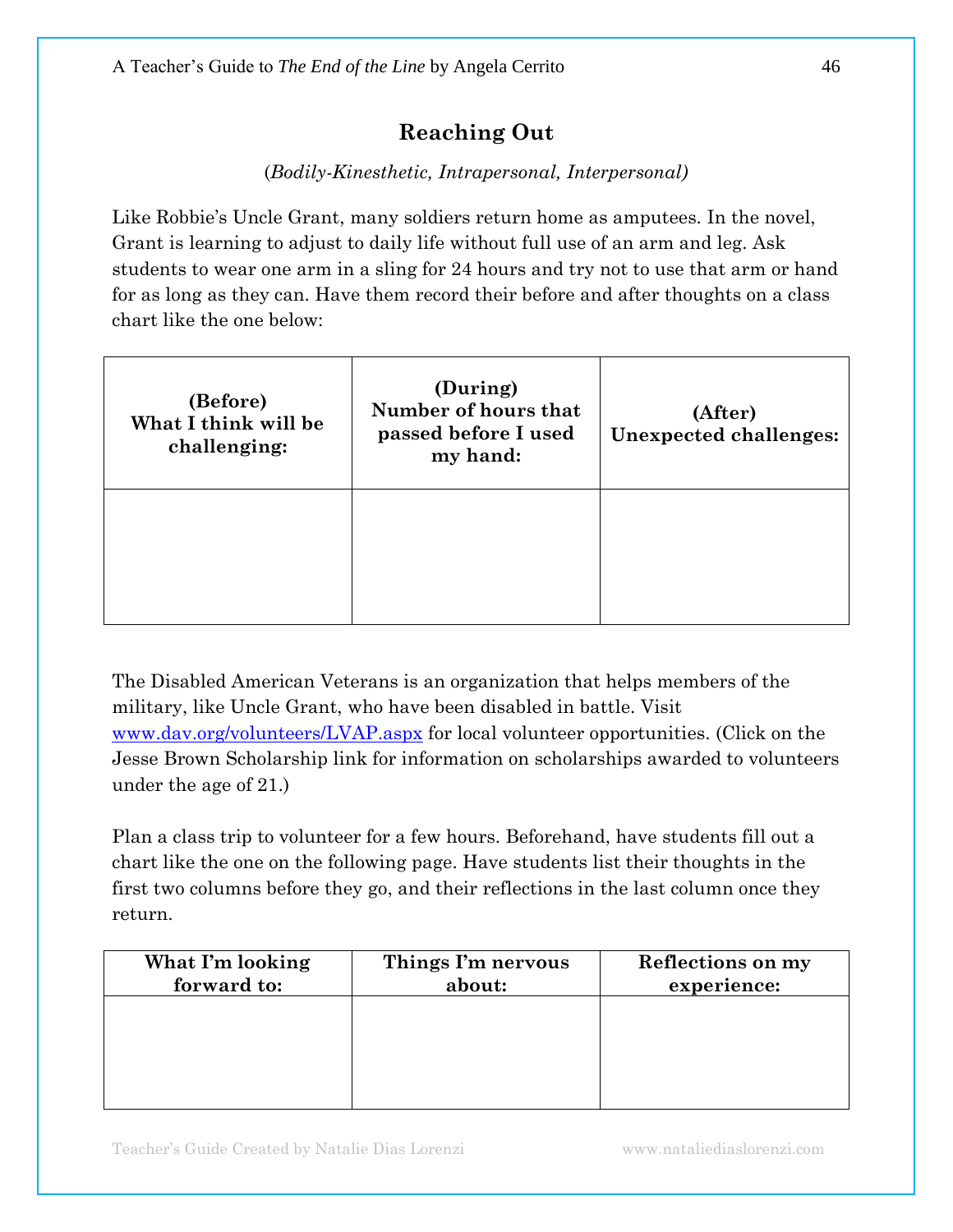## Reaching Out

*(Bodily-Kinesthetic, Intrapersonal, Interpersonal)*

Like Robbie's Uncle Grant, many soldiers return home as amputees. In the novel, Grant is learning to adjust to daily life without full use of an arm and leg. Ask students to wear one arm in a sling for 24 hours and try not to use that arm or hand for as long as they can. Have them record their before and after thoughts on a class chart like the one below:

| (Before) What I think will be challenging: | (During) Number of hours that passed before I used my hand: | (After) Unexpected challenges: |
|---|---|---|
| | | |

The Disabled American Veterans is an organization that helps members of the military, like Uncle Grant, who have been disabled in battle. Visit [www.dav.org/volunteers/LVAP.aspx](www.dav.org/volunteers/LVAP.aspx) for local volunteer opportunities. (Click on the Jesse Brown Scholarship link for information on scholarships awarded to volunteers under the age of 21.)

Plan a class trip to volunteer for a few hours. Beforehand, have students fill out a chart like the one on the following page. Have students list their thoughts in the first two columns before they go, and their reflections in the last column once they return.

| What I'm looking forward to: | Things I'm nervous about: | Reflections on my experience: |
|---|---|---|
| | | |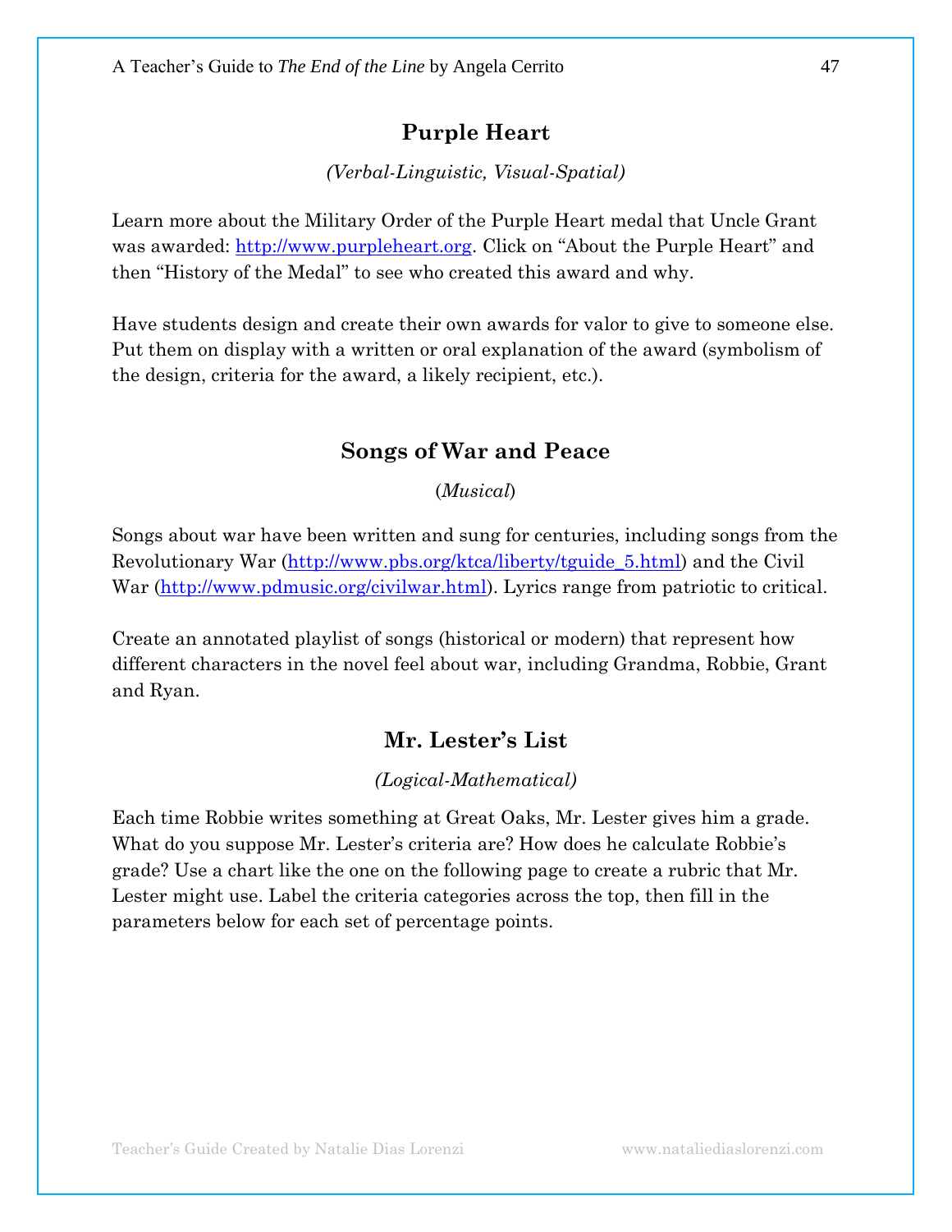## Purple Heart

*(Verbal-Linguistic, Visual-Spatial)*

Learn more about the Military Order of the Purple Heart medal that Uncle Grant was awarded: http://www.purpleheart.org. Click on "About the Purple Heart" and then "History of the Medal" to see who created this award and why.

Have students design and create their own awards for valor to give to someone else. Put them on display with a written or oral explanation of the award (symbolism of the design, criteria for the award, a likely recipient, etc.).

## Songs of War and Peace

(*Musical*)

Songs about war have been written and sung for centuries, including songs from the Revolutionary War (http://www.pbs.org/ktca/liberty/tguide_5.html) and the Civil War (http://www.pdmusic.org/civilwar.html). Lyrics range from patriotic to critical.

Create an annotated playlist of songs (historical or modern) that represent how different characters in the novel feel about war, including Grandma, Robbie, Grant and Ryan.

## Mr. Lester's List

*(Logical-Mathematical)*

Each time Robbie writes something at Great Oaks, Mr. Lester gives him a grade. What do you suppose Mr. Lester's criteria are? How does he calculate Robbie's grade? Use a chart like the one on the following page to create a rubric that Mr. Lester might use. Label the criteria categories across the top, then fill in the parameters below for each set of percentage points.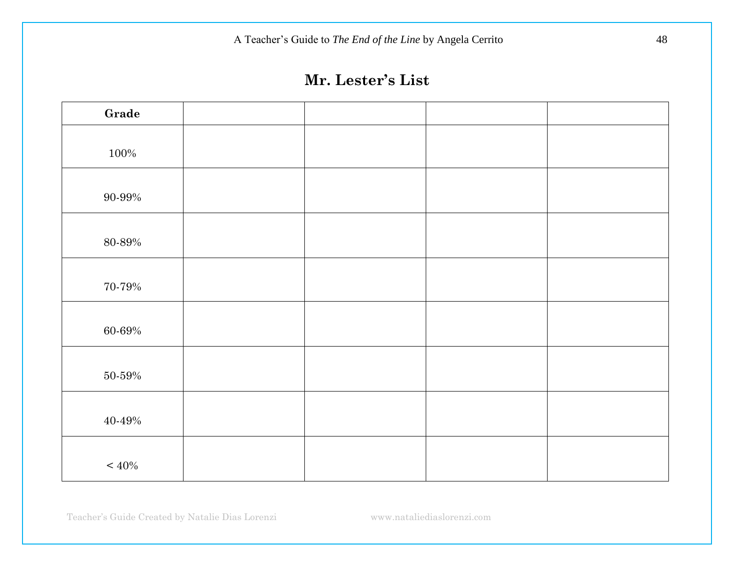# Mr. Lester's List

| Grade | | | | |
|---|---|---|---|---|
| 100% | | | | |
| 90-99% | | | | |
| 80-89% | | | | |
| 70-79% | | | | |
| 60-69% | | | | |
| 50-59% | | | | |
| 40-49% | | | | |
| < 40% | | | | |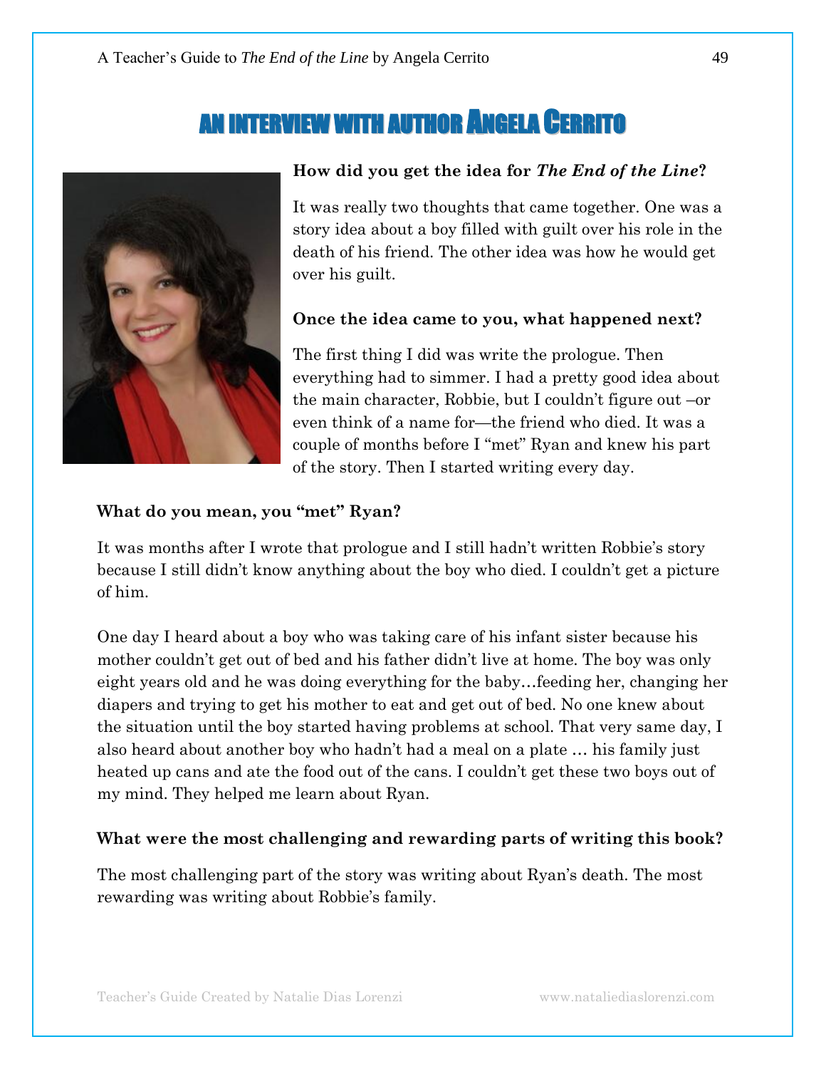# AN INTERVIEW WITH AUTHOR ANGELA CERRITO

**How did you get the idea for *The End of the Line*?**

It was really two thoughts that came together. One was a story idea about a boy filled with guilt over his role in the death of his friend. The other idea was how he would get over his guilt.

**Once the idea came to you, what happened next?**

The first thing I did was write the prologue. Then everything had to simmer. I had a pretty good idea about the main character, Robbie, but I couldn't figure out –or even think of a name for—the friend who died. It was a couple of months before I "met" Ryan and knew his part of the story. Then I started writing every day.

**What do you mean, you "met" Ryan?**

It was months after I wrote that prologue and I still hadn't written Robbie's story because I still didn't know anything about the boy who died. I couldn't get a picture of him.

One day I heard about a boy who was taking care of his infant sister because his mother couldn't get out of bed and his father didn't live at home. The boy was only eight years old and he was doing everything for the baby…feeding her, changing her diapers and trying to get his mother to eat and get out of bed. No one knew about the situation until the boy started having problems at school. That very same day, I also heard about another boy who hadn't had a meal on a plate … his family just heated up cans and ate the food out of the cans. I couldn't get these two boys out of my mind. They helped me learn about Ryan.

**What were the most challenging and rewarding parts of writing this book?**

The most challenging part of the story was writing about Ryan's death. The most rewarding was writing about Robbie's family.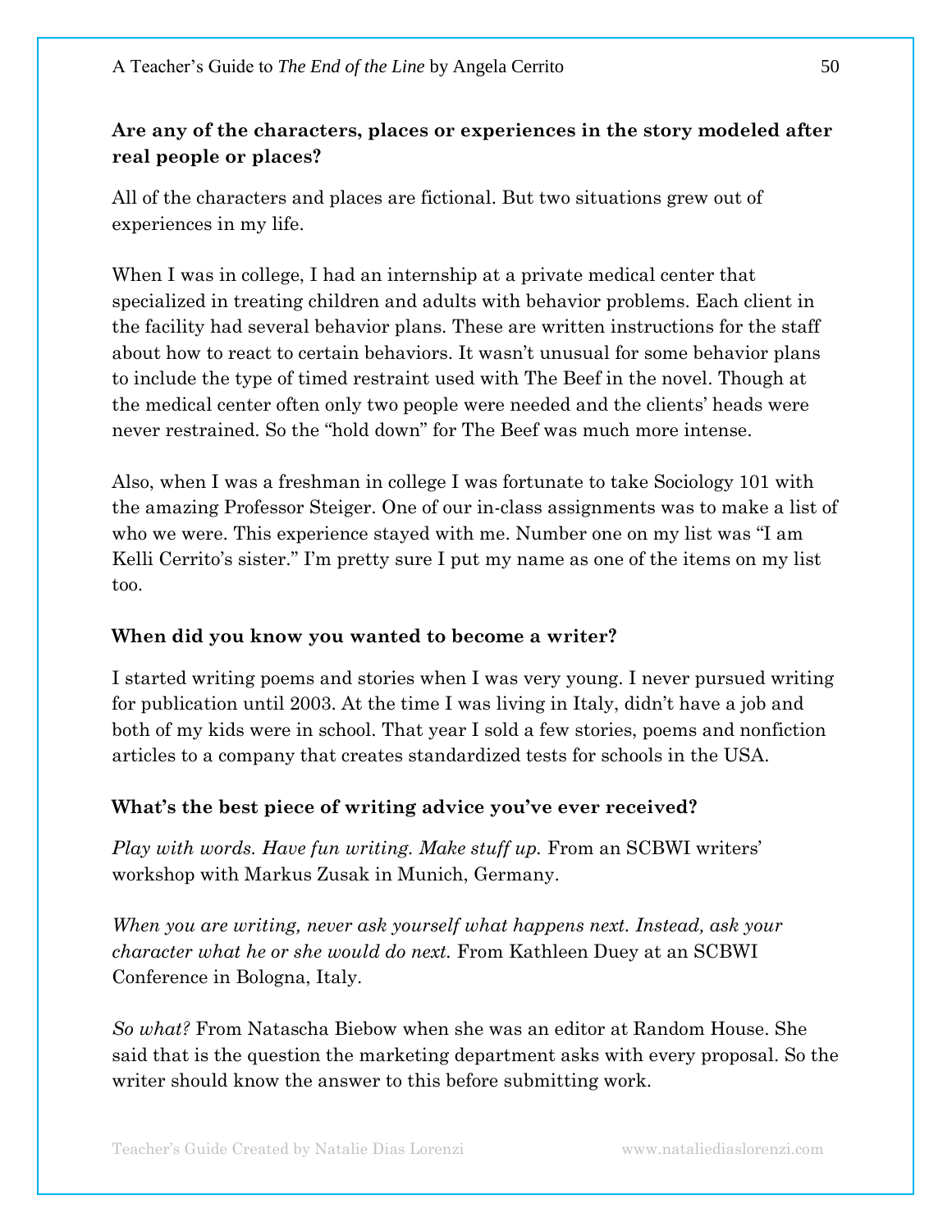**Are any of the characters, places or experiences in the story modeled after real people or places?**

All of the characters and places are fictional. But two situations grew out of experiences in my life.

When I was in college, I had an internship at a private medical center that specialized in treating children and adults with behavior problems. Each client in the facility had several behavior plans. These are written instructions for the staff about how to react to certain behaviors. It wasn't unusual for some behavior plans to include the type of timed restraint used with The Beef in the novel. Though at the medical center often only two people were needed and the clients' heads were never restrained. So the "hold down" for The Beef was much more intense.

Also, when I was a freshman in college I was fortunate to take Sociology 101 with the amazing Professor Steiger. One of our in-class assignments was to make a list of who we were. This experience stayed with me. Number one on my list was "I am Kelli Cerrito's sister." I'm pretty sure I put my name as one of the items on my list too.

**When did you know you wanted to become a writer?**

I started writing poems and stories when I was very young. I never pursued writing for publication until 2003. At the time I was living in Italy, didn't have a job and both of my kids were in school. That year I sold a few stories, poems and nonfiction articles to a company that creates standardized tests for schools in the USA.

**What's the best piece of writing advice you've ever received?**

*Play with words. Have fun writing. Make stuff up.* From an SCBWI writers' workshop with Markus Zusak in Munich, Germany.

*When you are writing, never ask yourself what happens next. Instead, ask your character what he or she would do next.* From Kathleen Duey at an SCBWI Conference in Bologna, Italy.

*So what?* From Natascha Biebow when she was an editor at Random House. She said that is the question the marketing department asks with every proposal. So the writer should know the answer to this before submitting work.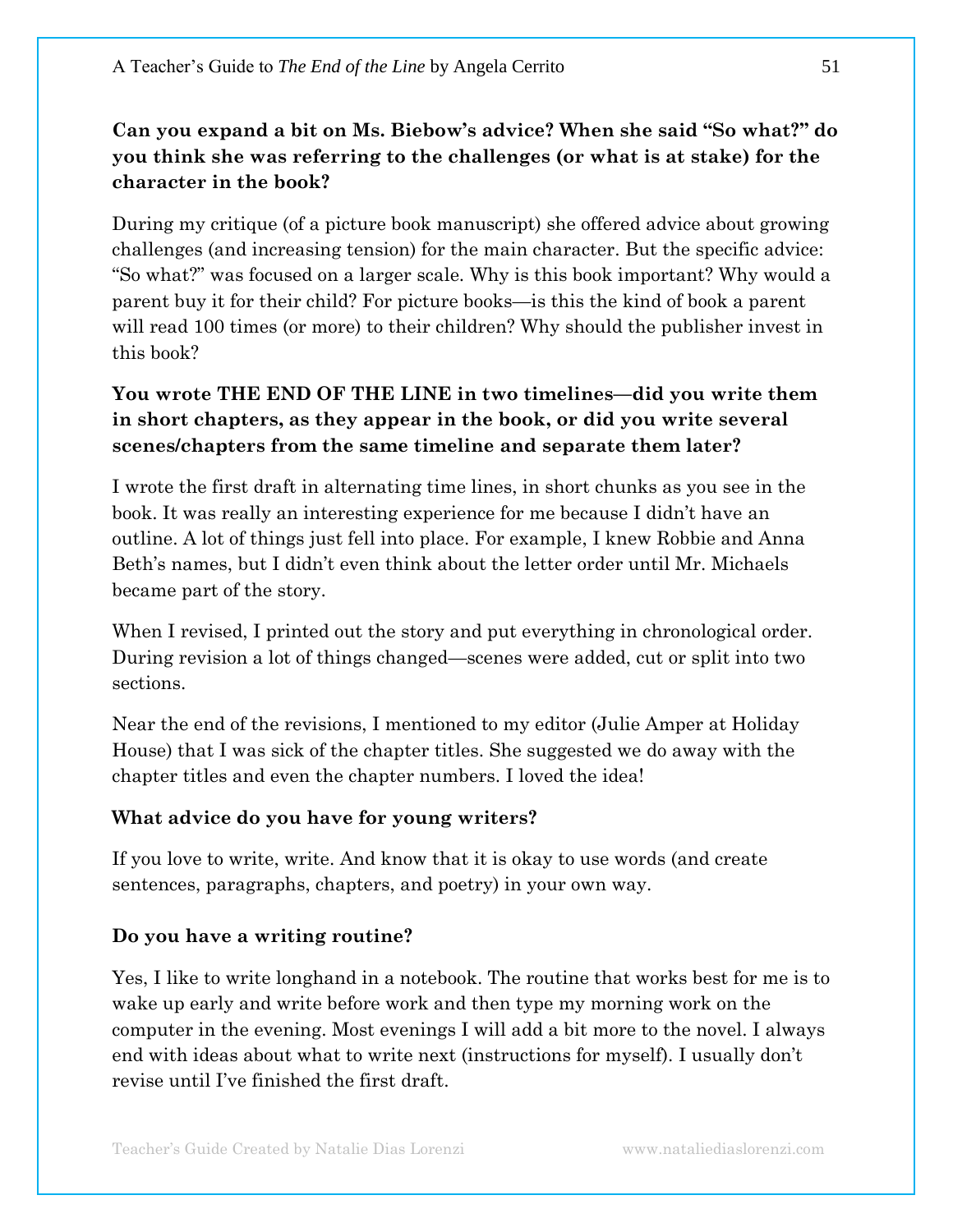**Can you expand a bit on Ms. Biebow's advice? When she said "So what?" do you think she was referring to the challenges (or what is at stake) for the character in the book?**

During my critique (of a picture book manuscript) she offered advice about growing challenges (and increasing tension) for the main character. But the specific advice: "So what?" was focused on a larger scale. Why is this book important? Why would a parent buy it for their child? For picture books—is this the kind of book a parent will read 100 times (or more) to their children? Why should the publisher invest in this book?

**You wrote THE END OF THE LINE in two timelines—did you write them in short chapters, as they appear in the book, or did you write several scenes/chapters from the same timeline and separate them later?**

I wrote the first draft in alternating time lines, in short chunks as you see in the book. It was really an interesting experience for me because I didn't have an outline. A lot of things just fell into place. For example, I knew Robbie and Anna Beth's names, but I didn't even think about the letter order until Mr. Michaels became part of the story.

When I revised, I printed out the story and put everything in chronological order. During revision a lot of things changed—scenes were added, cut or split into two sections.

Near the end of the revisions, I mentioned to my editor (Julie Amper at Holiday House) that I was sick of the chapter titles. She suggested we do away with the chapter titles and even the chapter numbers. I loved the idea!

**What advice do you have for young writers?**

If you love to write, write. And know that it is okay to use words (and create sentences, paragraphs, chapters, and poetry) in your own way.

**Do you have a writing routine?**

Yes, I like to write longhand in a notebook. The routine that works best for me is to wake up early and write before work and then type my morning work on the computer in the evening. Most evenings I will add a bit more to the novel. I always end with ideas about what to write next (instructions for myself). I usually don't revise until I've finished the first draft.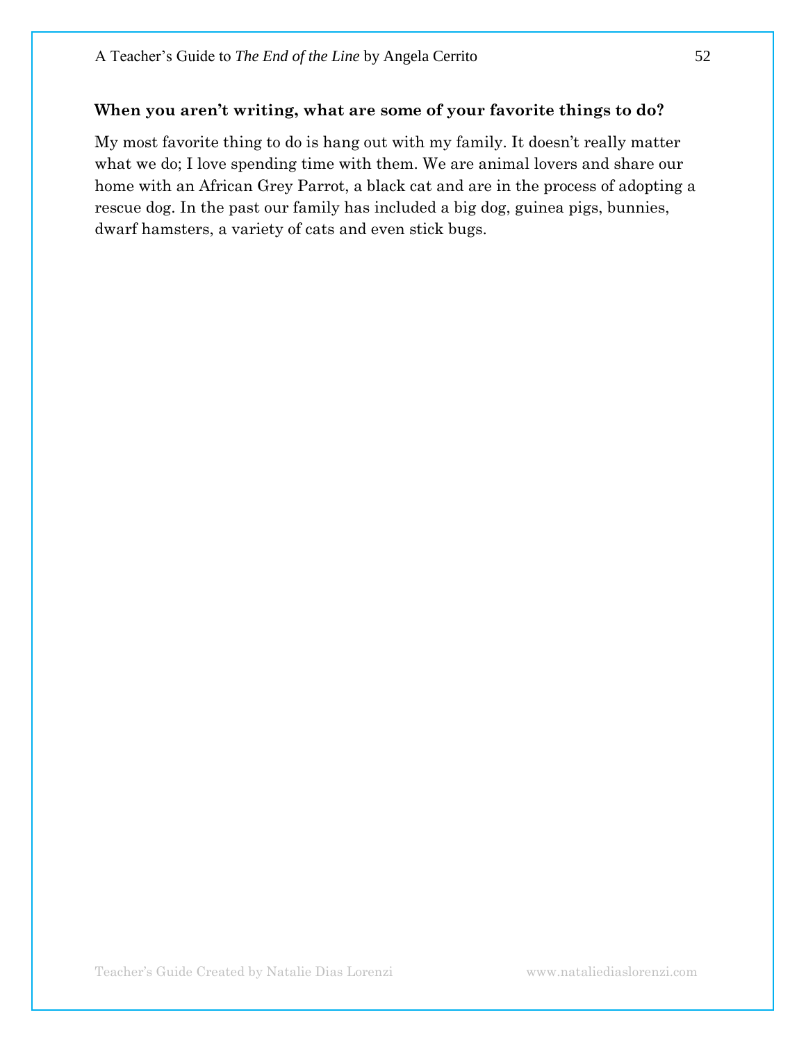**When you aren't writing, what are some of your favorite things to do?**

My most favorite thing to do is hang out with my family. It doesn't really matter what we do; I love spending time with them. We are animal lovers and share our home with an African Grey Parrot, a black cat and are in the process of adopting a rescue dog. In the past our family has included a big dog, guinea pigs, bunnies, dwarf hamsters, a variety of cats and even stick bugs.